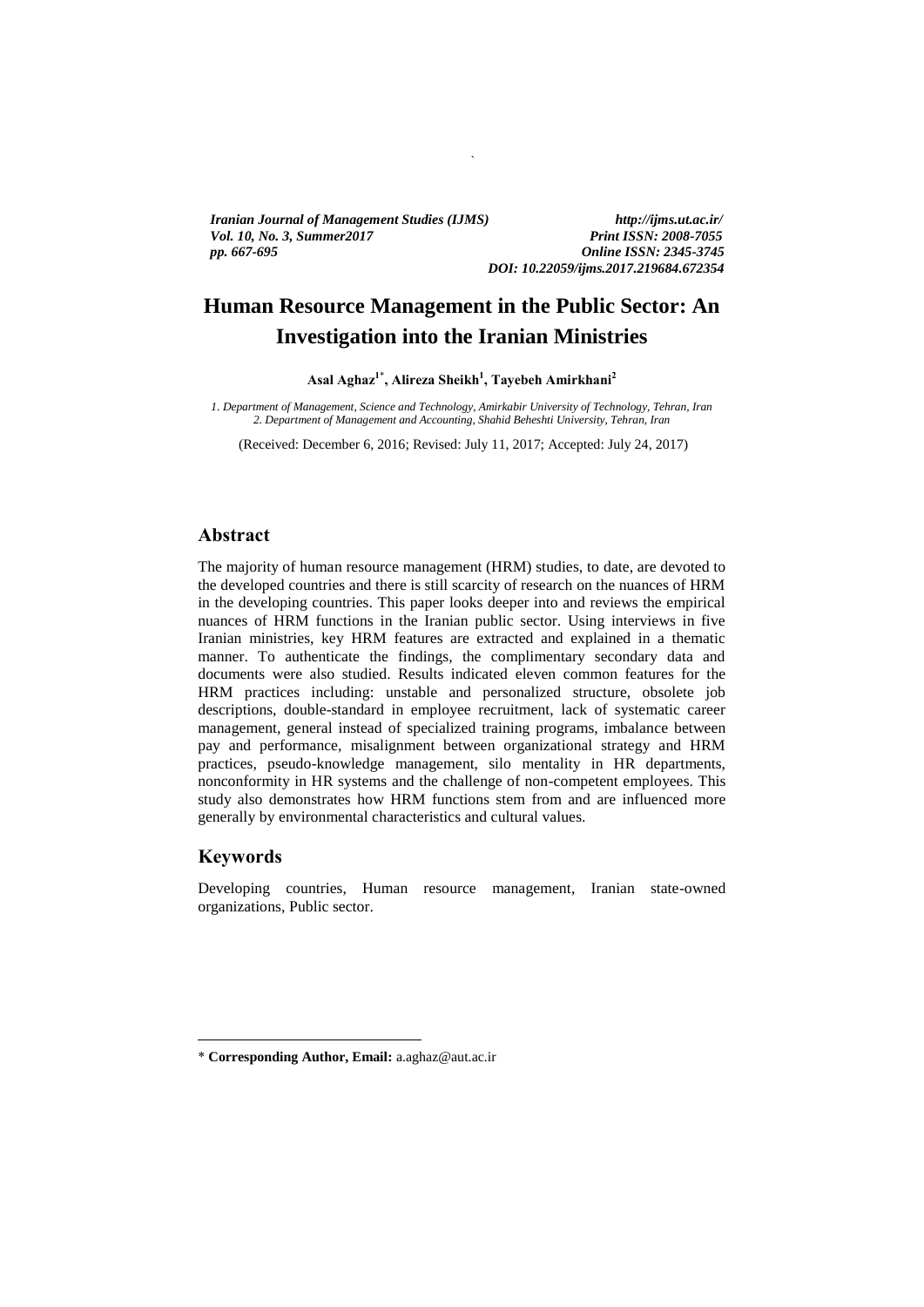# Human Resource Management in the Public Sector: An Investigation into the Iranian Ministries

**Asal Aghaz[1*], Alireza Sheikh[1], Tayebeh Amirkhani[2]**

*1. Department of Management, Science and Technology, Amirkabir University of Technology, Tehran, Iran*
*2. Department of Management and Accounting, Shahid Beheshti University, Tehran, Iran*

(Received: December 6, 2016; Revised: July 11, 2017; Accepted: July 24, 2017)

## Abstract

The majority of human resource management (HRM) studies, to date, are devoted to the developed countries and there is still scarcity of research on the nuances of HRM in the developing countries. This paper looks deeper into and reviews the empirical nuances of HRM functions in the Iranian public sector. Using interviews in five Iranian ministries, key HRM features are extracted and explained in a thematic manner. To authenticate the findings, the complimentary secondary data and documents were also studied. Results indicated eleven common features for the HRM practices including: unstable and personalized structure, obsolete job descriptions, double-standard in employee recruitment, lack of systematic career management, general instead of specialized training programs, imbalance between pay and performance, misalignment between organizational strategy and HRM practices, pseudo-knowledge management, silo mentality in HR departments, nonconformity in HR systems and the challenge of non-competent employees. This study also demonstrates how HRM functions stem from and are influenced more generally by environmental characteristics and cultural values.

## Keywords

Developing countries, Human resource management, Iranian state-owned organizations, Public sector.

---

* **Corresponding Author, Email:** a.aghaz@aut.ac.ir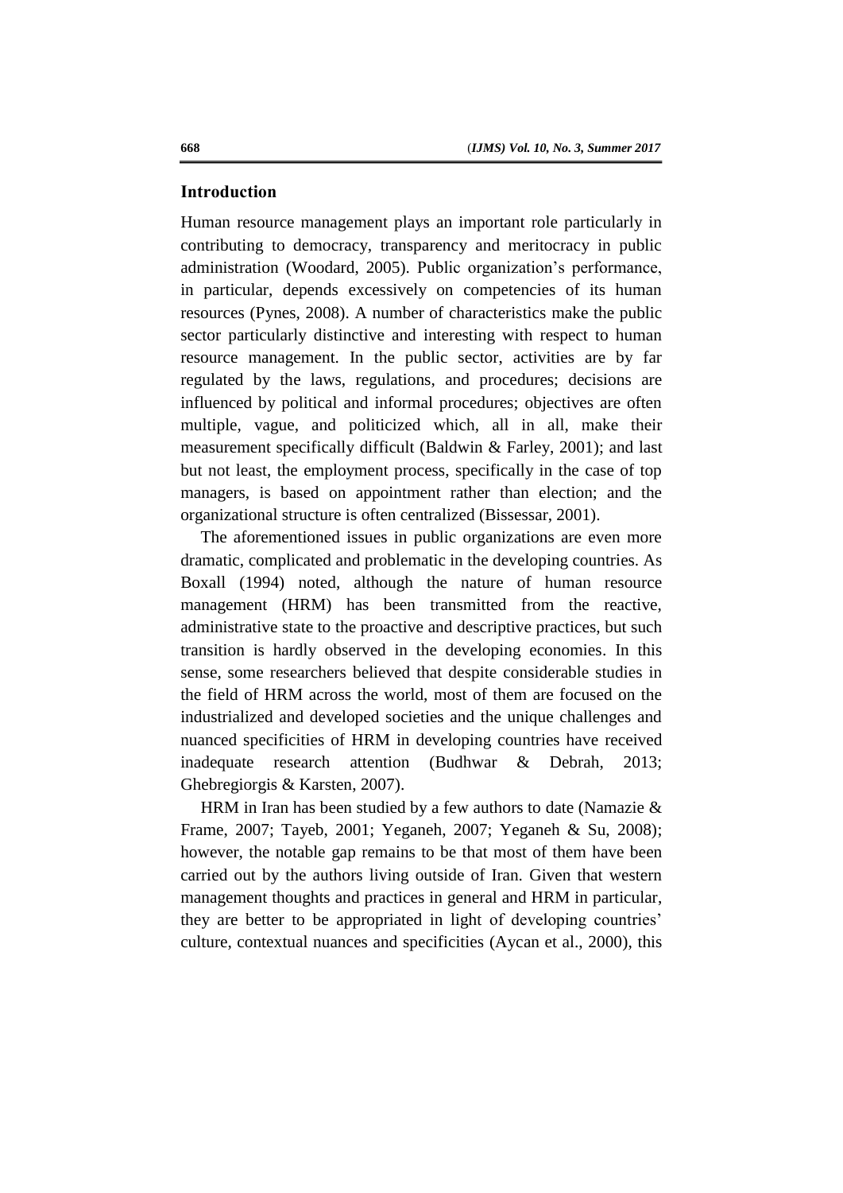## Introduction

Human resource management plays an important role particularly in contributing to democracy, transparency and meritocracy in public administration (Woodard, 2005). Public organization's performance, in particular, depends excessively on competencies of its human resources (Pynes, 2008). A number of characteristics make the public sector particularly distinctive and interesting with respect to human resource management. In the public sector, activities are by far regulated by the laws, regulations, and procedures; decisions are influenced by political and informal procedures; objectives are often multiple, vague, and politicized which, all in all, make their measurement specifically difficult (Baldwin & Farley, 2001); and last but not least, the employment process, specifically in the case of top managers, is based on appointment rather than election; and the organizational structure is often centralized (Bissessar, 2001).

The aforementioned issues in public organizations are even more dramatic, complicated and problematic in the developing countries. As Boxall (1994) noted, although the nature of human resource management (HRM) has been transmitted from the reactive, administrative state to the proactive and descriptive practices, but such transition is hardly observed in the developing economies. In this sense, some researchers believed that despite considerable studies in the field of HRM across the world, most of them are focused on the industrialized and developed societies and the unique challenges and nuanced specificities of HRM in developing countries have received inadequate research attention (Budhwar & Debrah, 2013; Ghebregiorgis & Karsten, 2007).

HRM in Iran has been studied by a few authors to date (Namazie & Frame, 2007; Tayeb, 2001; Yeganeh, 2007; Yeganeh & Su, 2008); however, the notable gap remains to be that most of them have been carried out by the authors living outside of Iran. Given that western management thoughts and practices in general and HRM in particular, they are better to be appropriated in light of developing countries' culture, contextual nuances and specificities (Aycan et al., 2000), this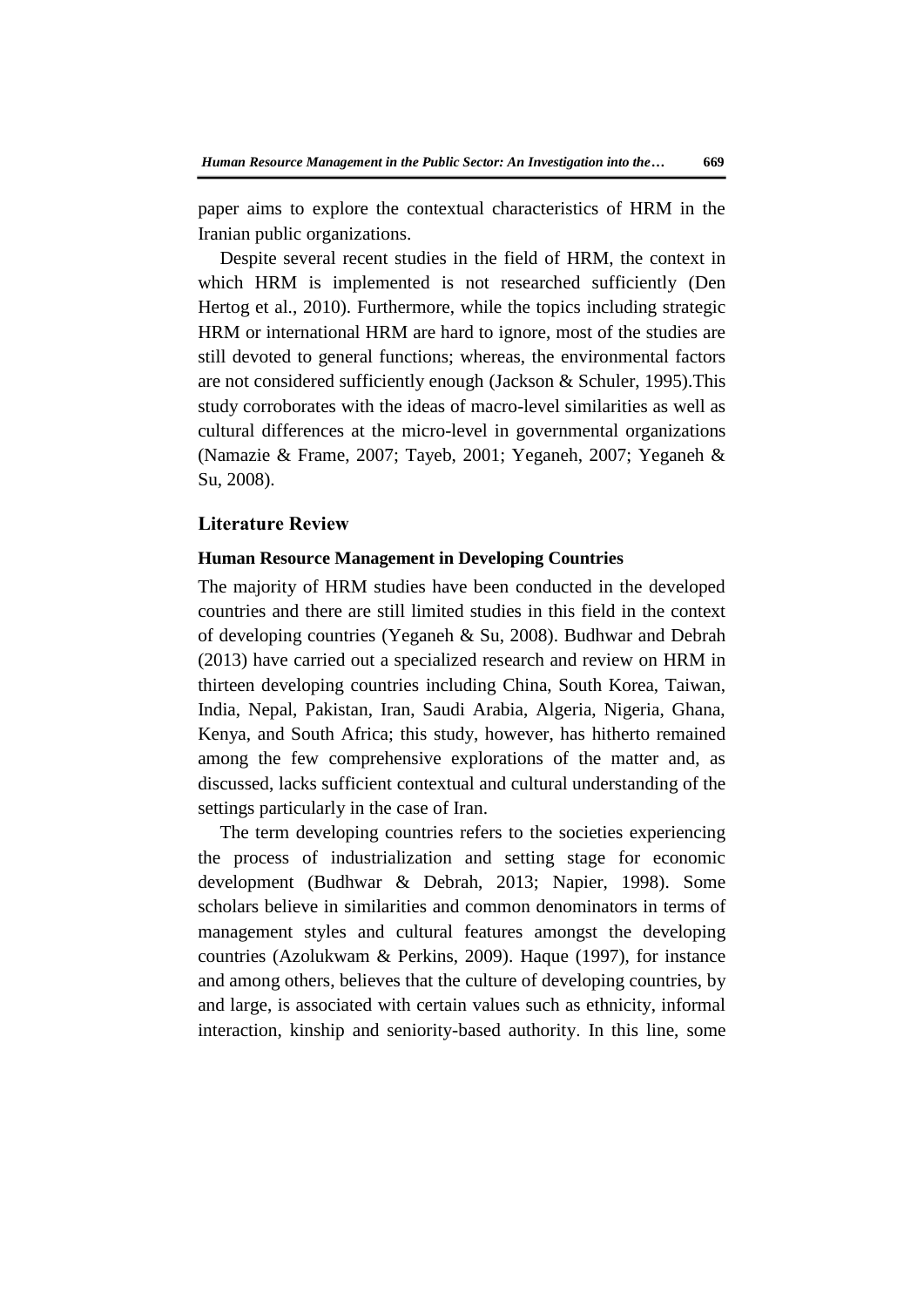paper aims to explore the contextual characteristics of HRM in the Iranian public organizations.

Despite several recent studies in the field of HRM, the context in which HRM is implemented is not researched sufficiently (Den Hertog et al., 2010). Furthermore, while the topics including strategic HRM or international HRM are hard to ignore, most of the studies are still devoted to general functions; whereas, the environmental factors are not considered sufficiently enough (Jackson & Schuler, 1995).This study corroborates with the ideas of macro-level similarities as well as cultural differences at the micro-level in governmental organizations (Namazie & Frame, 2007; Tayeb, 2001; Yeganeh, 2007; Yeganeh & Su, 2008).

## Literature Review

### Human Resource Management in Developing Countries

The majority of HRM studies have been conducted in the developed countries and there are still limited studies in this field in the context of developing countries (Yeganeh & Su, 2008). Budhwar and Debrah (2013) have carried out a specialized research and review on HRM in thirteen developing countries including China, South Korea, Taiwan, India, Nepal, Pakistan, Iran, Saudi Arabia, Algeria, Nigeria, Ghana, Kenya, and South Africa; this study, however, has hitherto remained among the few comprehensive explorations of the matter and, as discussed, lacks sufficient contextual and cultural understanding of the settings particularly in the case of Iran.

The term developing countries refers to the societies experiencing the process of industrialization and setting stage for economic development (Budhwar & Debrah, 2013; Napier, 1998). Some scholars believe in similarities and common denominators in terms of management styles and cultural features amongst the developing countries (Azolukwam & Perkins, 2009). Haque (1997), for instance and among others, believes that the culture of developing countries, by and large, is associated with certain values such as ethnicity, informal interaction, kinship and seniority-based authority. In this line, some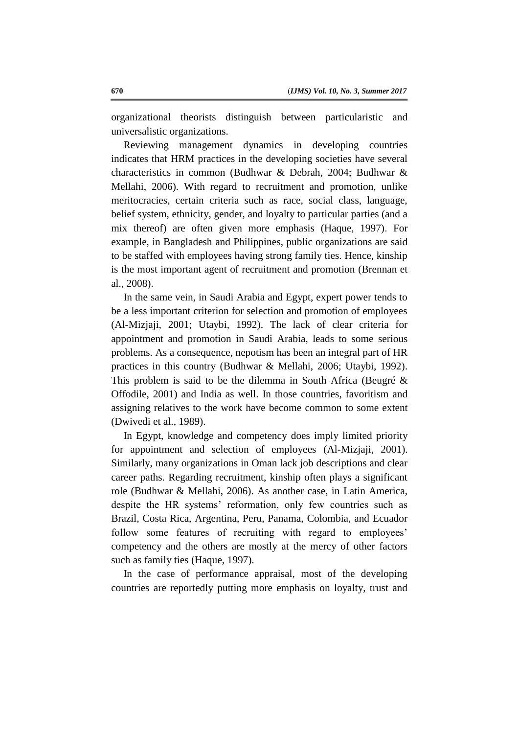organizational theorists distinguish between particularistic and universalistic organizations.

Reviewing management dynamics in developing countries indicates that HRM practices in the developing societies have several characteristics in common (Budhwar & Debrah, 2004; Budhwar & Mellahi, 2006). With regard to recruitment and promotion, unlike meritocracies, certain criteria such as race, social class, language, belief system, ethnicity, gender, and loyalty to particular parties (and a mix thereof) are often given more emphasis (Haque, 1997). For example, in Bangladesh and Philippines, public organizations are said to be staffed with employees having strong family ties. Hence, kinship is the most important agent of recruitment and promotion (Brennan et al., 2008).

In the same vein, in Saudi Arabia and Egypt, expert power tends to be a less important criterion for selection and promotion of employees (Al-Mizjaji, 2001; Utaybi, 1992). The lack of clear criteria for appointment and promotion in Saudi Arabia, leads to some serious problems. As a consequence, nepotism has been an integral part of HR practices in this country (Budhwar & Mellahi, 2006; Utaybi, 1992). This problem is said to be the dilemma in South Africa (Beugré & Offodile, 2001) and India as well. In those countries, favoritism and assigning relatives to the work have become common to some extent (Dwivedi et al., 1989).

In Egypt, knowledge and competency does imply limited priority for appointment and selection of employees (Al-Mizjaji, 2001). Similarly, many organizations in Oman lack job descriptions and clear career paths. Regarding recruitment, kinship often plays a significant role (Budhwar & Mellahi, 2006). As another case, in Latin America, despite the HR systems' reformation, only few countries such as Brazil, Costa Rica, Argentina, Peru, Panama, Colombia, and Ecuador follow some features of recruiting with regard to employees' competency and the others are mostly at the mercy of other factors such as family ties (Haque, 1997).

In the case of performance appraisal, most of the developing countries are reportedly putting more emphasis on loyalty, trust and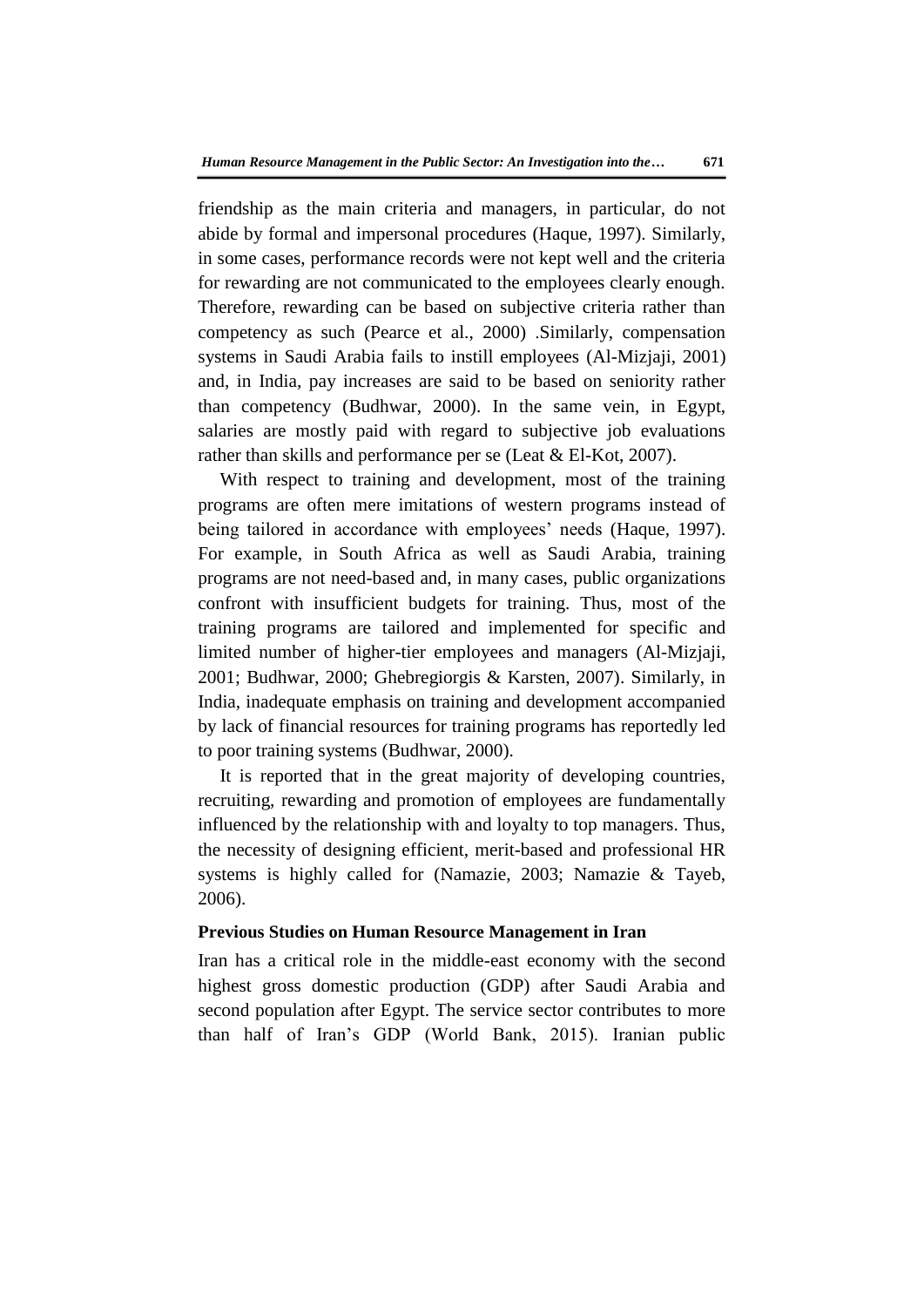friendship as the main criteria and managers, in particular, do not abide by formal and impersonal procedures (Haque, 1997). Similarly, in some cases, performance records were not kept well and the criteria for rewarding are not communicated to the employees clearly enough. Therefore, rewarding can be based on subjective criteria rather than competency as such (Pearce et al., 2000) .Similarly, compensation systems in Saudi Arabia fails to instill employees (Al-Mizjaji, 2001) and, in India, pay increases are said to be based on seniority rather than competency (Budhwar, 2000). In the same vein, in Egypt, salaries are mostly paid with regard to subjective job evaluations rather than skills and performance per se (Leat & El-Kot, 2007).

With respect to training and development, most of the training programs are often mere imitations of western programs instead of being tailored in accordance with employees' needs (Haque, 1997). For example, in South Africa as well as Saudi Arabia, training programs are not need-based and, in many cases, public organizations confront with insufficient budgets for training. Thus, most of the training programs are tailored and implemented for specific and limited number of higher-tier employees and managers (Al-Mizjaji, 2001; Budhwar, 2000; Ghebregiorgis & Karsten, 2007). Similarly, in India, inadequate emphasis on training and development accompanied by lack of financial resources for training programs has reportedly led to poor training systems (Budhwar, 2000).

It is reported that in the great majority of developing countries, recruiting, rewarding and promotion of employees are fundamentally influenced by the relationship with and loyalty to top managers. Thus, the necessity of designing efficient, merit-based and professional HR systems is highly called for (Namazie, 2003; Namazie & Tayeb, 2006).

**Previous Studies on Human Resource Management in Iran**

Iran has a critical role in the middle-east economy with the second highest gross domestic production (GDP) after Saudi Arabia and second population after Egypt. The service sector contributes to more than half of Iran's GDP (World Bank, 2015). Iranian public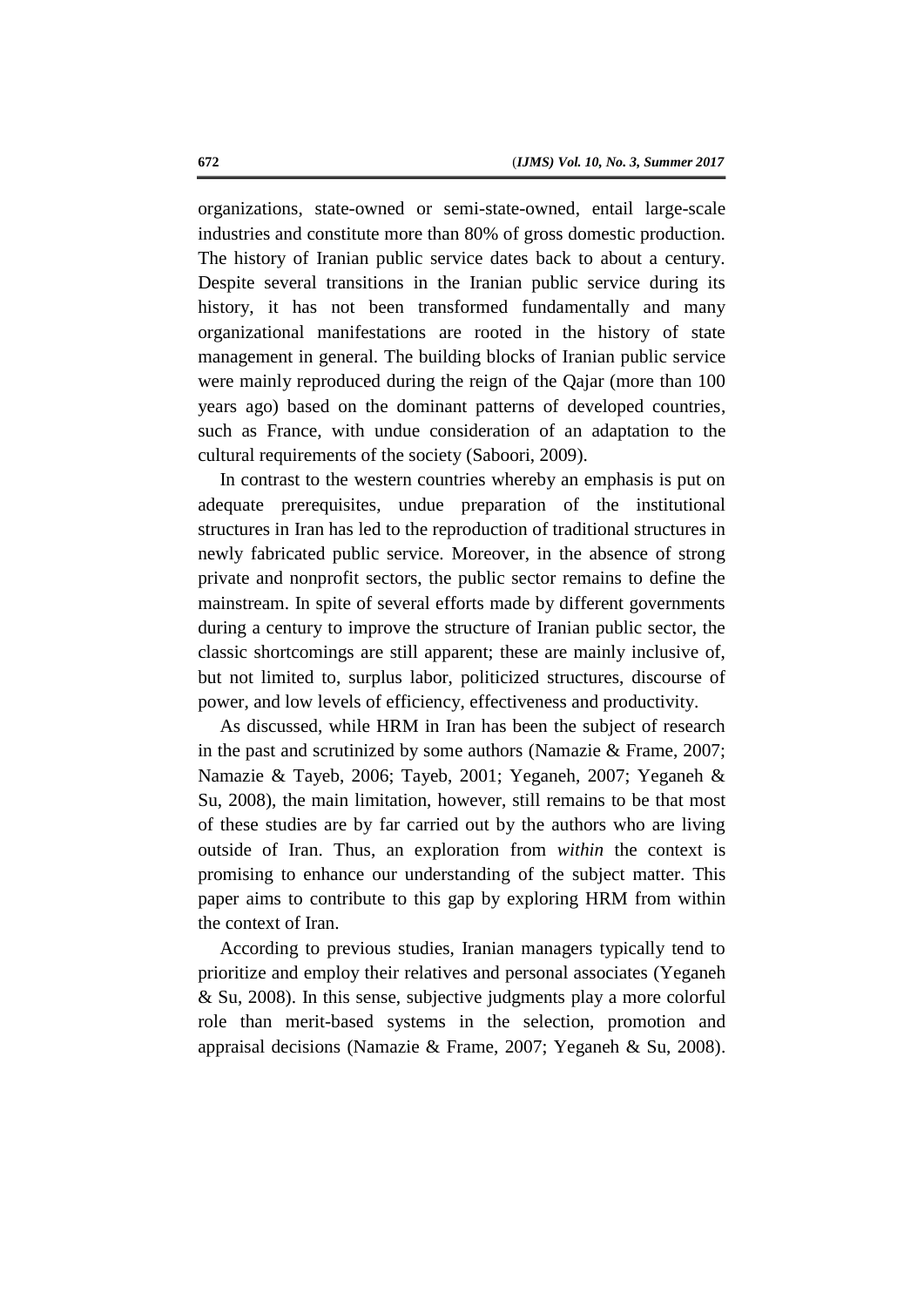organizations, state-owned or semi-state-owned, entail large-scale industries and constitute more than 80% of gross domestic production. The history of Iranian public service dates back to about a century. Despite several transitions in the Iranian public service during its history, it has not been transformed fundamentally and many organizational manifestations are rooted in the history of state management in general. The building blocks of Iranian public service were mainly reproduced during the reign of the Qajar (more than 100 years ago) based on the dominant patterns of developed countries, such as France, with undue consideration of an adaptation to the cultural requirements of the society (Saboori, 2009).

In contrast to the western countries whereby an emphasis is put on adequate prerequisites, undue preparation of the institutional structures in Iran has led to the reproduction of traditional structures in newly fabricated public service. Moreover, in the absence of strong private and nonprofit sectors, the public sector remains to define the mainstream. In spite of several efforts made by different governments during a century to improve the structure of Iranian public sector, the classic shortcomings are still apparent; these are mainly inclusive of, but not limited to, surplus labor, politicized structures, discourse of power, and low levels of efficiency, effectiveness and productivity.

As discussed, while HRM in Iran has been the subject of research in the past and scrutinized by some authors (Namazie & Frame, 2007; Namazie & Tayeb, 2006; Tayeb, 2001; Yeganeh, 2007; Yeganeh & Su, 2008), the main limitation, however, still remains to be that most of these studies are by far carried out by the authors who are living outside of Iran. Thus, an exploration from *within* the context is promising to enhance our understanding of the subject matter. This paper aims to contribute to this gap by exploring HRM from within the context of Iran.

According to previous studies, Iranian managers typically tend to prioritize and employ their relatives and personal associates (Yeganeh & Su, 2008). In this sense, subjective judgments play a more colorful role than merit-based systems in the selection, promotion and appraisal decisions (Namazie & Frame, 2007; Yeganeh & Su, 2008).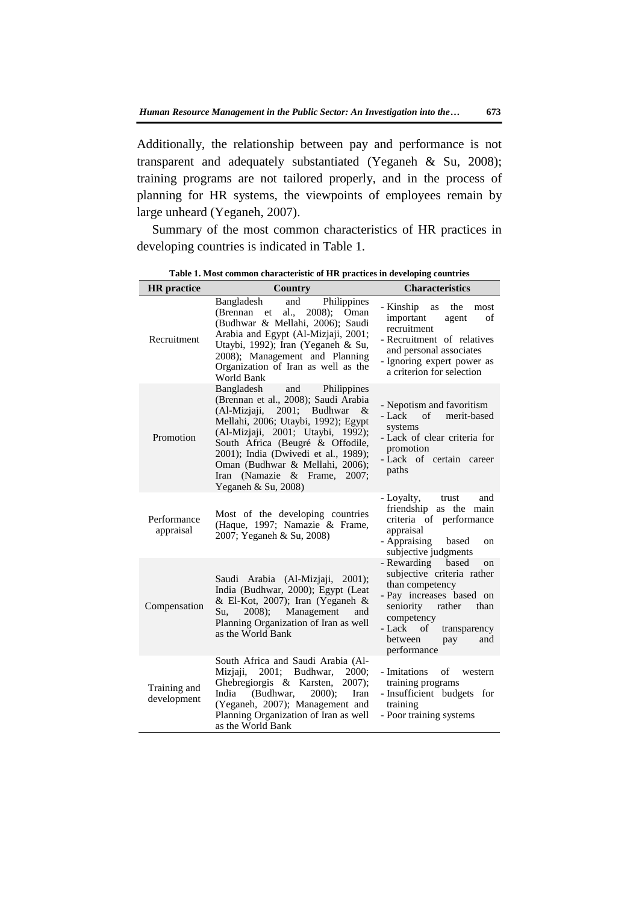Additionally, the relationship between pay and performance is not transparent and adequately substantiated (Yeganeh & Su, 2008); training programs are not tailored properly, and in the process of planning for HR systems, the viewpoints of employees remain by large unheard (Yeganeh, 2007).

Summary of the most common characteristics of HR practices in developing countries is indicated in Table 1.

**Table 1. Most common characteristic of HR practices in developing countries**

| HR practice | Country | Characteristics |
|---|---|---|
| Recruitment | Bangladesh and Philippines (Brennan et al., 2008); Oman (Budhwar & Mellahi, 2006); Saudi Arabia and Egypt (Al-Mizjaji, 2001; Utaybi, 1992); Iran (Yeganeh & Su, 2008); Management and Planning Organization of Iran as well as the World Bank | - Kinship as the most important agent of recruitment<br>- Recruitment of relatives and personal associates<br>- Ignoring expert power as a criterion for selection |
| Promotion | Bangladesh and Philippines (Brennan et al., 2008); Saudi Arabia (Al-Mizjaji, 2001; Budhwar & Mellahi, 2006; Utaybi, 1992); Egypt (Al-Mizjaji, 2001; Utaybi, 1992); South Africa (Beugré & Offodile, 2001); India (Dwivedi et al., 1989); Oman (Budhwar & Mellahi, 2006); Iran (Namazie & Frame, 2007; Yeganeh & Su, 2008) | - Nepotism and favoritism<br>- Lack of merit-based systems<br>- Lack of clear criteria for promotion<br>- Lack of certain career paths |
| Performance appraisal | Most of the developing countries (Haque, 1997; Namazie & Frame, 2007; Yeganeh & Su, 2008) | - Loyalty, trust and friendship as the main criteria of performance appraisal<br>- Appraising based on subjective judgments |
| Compensation | Saudi Arabia (Al-Mizjaji, 2001); India (Budhwar, 2000); Egypt (Leat & El-Kot, 2007); Iran (Yeganeh & Su, 2008); Management and Planning Organization of Iran as well as the World Bank | - Rewarding based on subjective criteria rather than competency<br>- Pay increases based on seniority rather than competency<br>- Lack of transparency between pay and performance |
| Training and development | South Africa and Saudi Arabia (Al-Mizjaji, 2001; Budhwar, 2000; Ghebregiorgis & Karsten, 2007); India (Budhwar, 2000); Iran (Yeganeh, 2007); Management and Planning Organization of Iran as well as the World Bank | - Imitations of western training programs<br>- Insufficient budgets for training<br>- Poor training systems |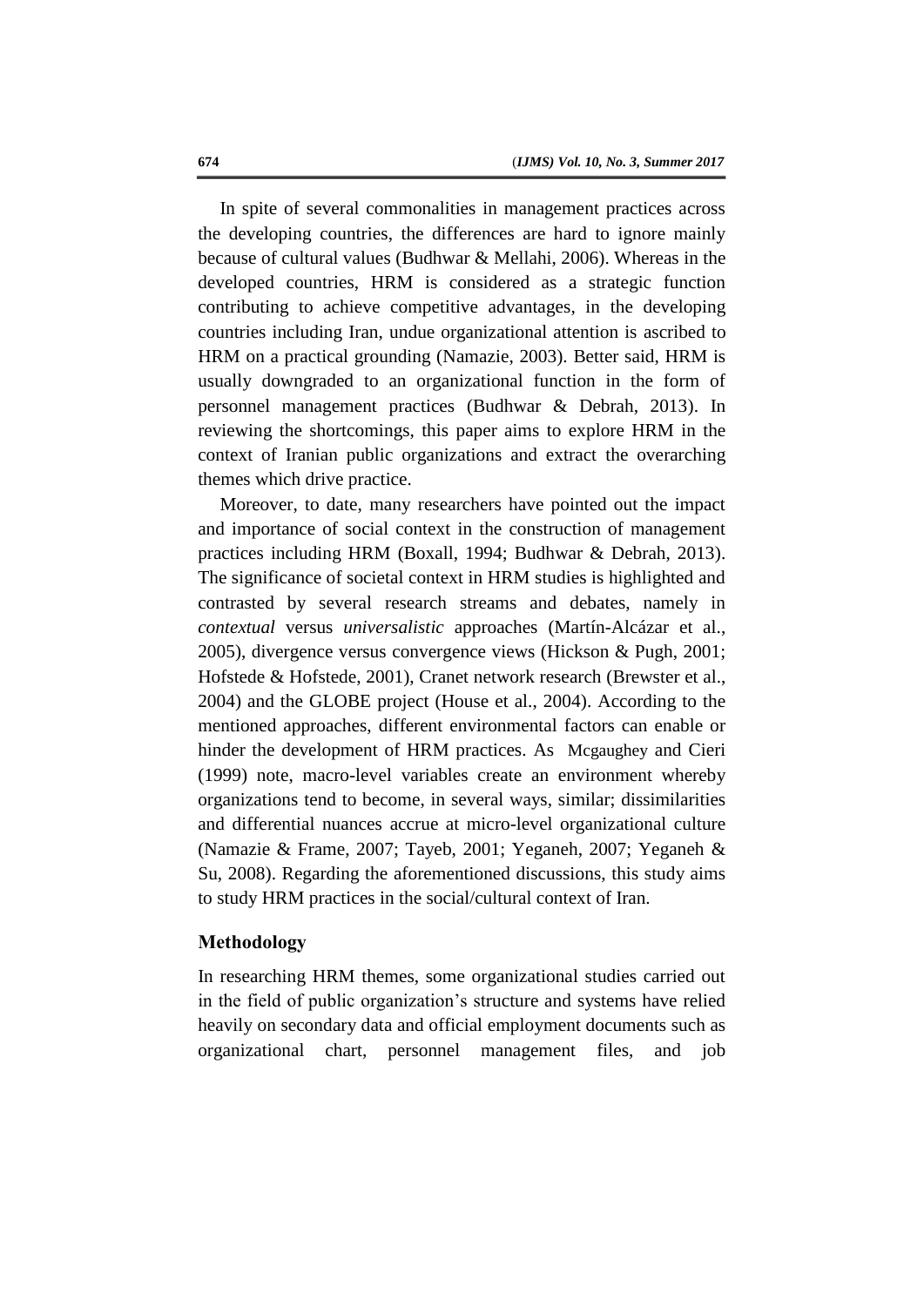In spite of several commonalities in management practices across the developing countries, the differences are hard to ignore mainly because of cultural values (Budhwar & Mellahi, 2006). Whereas in the developed countries, HRM is considered as a strategic function contributing to achieve competitive advantages, in the developing countries including Iran, undue organizational attention is ascribed to HRM on a practical grounding (Namazie, 2003). Better said, HRM is usually downgraded to an organizational function in the form of personnel management practices (Budhwar & Debrah, 2013). In reviewing the shortcomings, this paper aims to explore HRM in the context of Iranian public organizations and extract the overarching themes which drive practice.

Moreover, to date, many researchers have pointed out the impact and importance of social context in the construction of management practices including HRM (Boxall, 1994; Budhwar & Debrah, 2013). The significance of societal context in HRM studies is highlighted and contrasted by several research streams and debates, namely in *contextual* versus *universalistic* approaches (Martín-Alcázar et al., 2005), divergence versus convergence views (Hickson & Pugh, 2001; Hofstede & Hofstede, 2001), Cranet network research (Brewster et al., 2004) and the GLOBE project (House et al., 2004). According to the mentioned approaches, different environmental factors can enable or hinder the development of HRM practices. As Mcgaughey and Cieri (1999) note, macro-level variables create an environment whereby organizations tend to become, in several ways, similar; dissimilarities and differential nuances accrue at micro-level organizational culture (Namazie & Frame, 2007; Tayeb, 2001; Yeganeh, 2007; Yeganeh & Su, 2008). Regarding the aforementioned discussions, this study aims to study HRM practices in the social/cultural context of Iran.

## Methodology

In researching HRM themes, some organizational studies carried out in the field of public organization's structure and systems have relied heavily on secondary data and official employment documents such as organizational chart, personnel management files, and job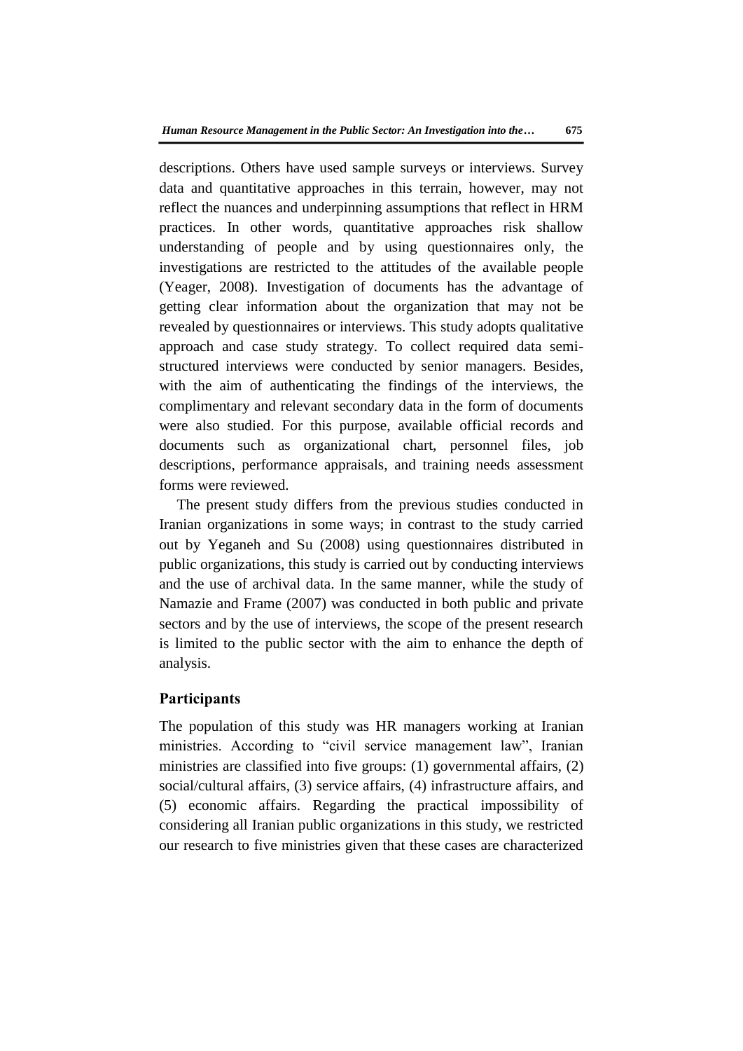descriptions. Others have used sample surveys or interviews. Survey data and quantitative approaches in this terrain, however, may not reflect the nuances and underpinning assumptions that reflect in HRM practices. In other words, quantitative approaches risk shallow understanding of people and by using questionnaires only, the investigations are restricted to the attitudes of the available people (Yeager, 2008). Investigation of documents has the advantage of getting clear information about the organization that may not be revealed by questionnaires or interviews. This study adopts qualitative approach and case study strategy. To collect required data semi-structured interviews were conducted by senior managers. Besides, with the aim of authenticating the findings of the interviews, the complimentary and relevant secondary data in the form of documents were also studied. For this purpose, available official records and documents such as organizational chart, personnel files, job descriptions, performance appraisals, and training needs assessment forms were reviewed.

The present study differs from the previous studies conducted in Iranian organizations in some ways; in contrast to the study carried out by Yeganeh and Su (2008) using questionnaires distributed in public organizations, this study is carried out by conducting interviews and the use of archival data. In the same manner, while the study of Namazie and Frame (2007) was conducted in both public and private sectors and by the use of interviews, the scope of the present research is limited to the public sector with the aim to enhance the depth of analysis.

## Participants

The population of this study was HR managers working at Iranian ministries. According to "civil service management law", Iranian ministries are classified into five groups: (1) governmental affairs, (2) social/cultural affairs, (3) service affairs, (4) infrastructure affairs, and (5) economic affairs. Regarding the practical impossibility of considering all Iranian public organizations in this study, we restricted our research to five ministries given that these cases are characterized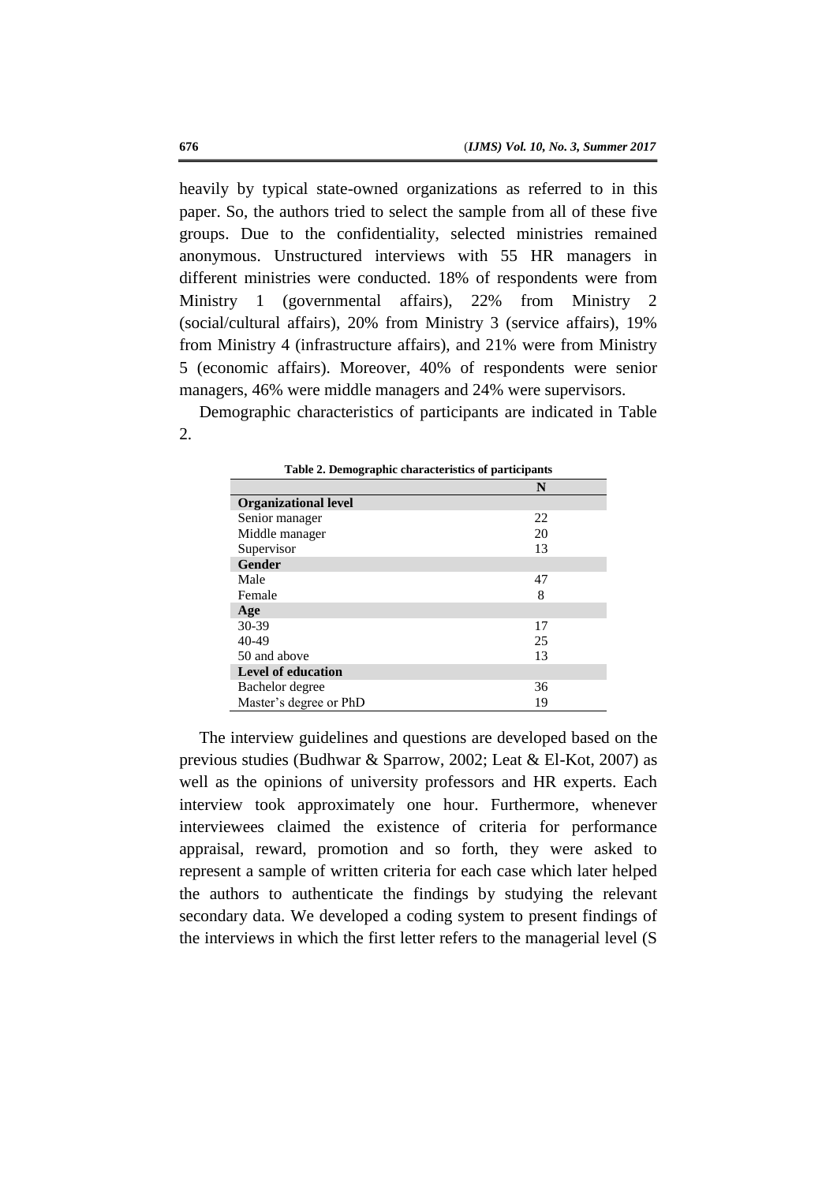heavily by typical state-owned organizations as referred to in this paper. So, the authors tried to select the sample from all of these five groups. Due to the confidentiality, selected ministries remained anonymous. Unstructured interviews with 55 HR managers in different ministries were conducted. 18% of respondents were from Ministry 1 (governmental affairs), 22% from Ministry 2 (social/cultural affairs), 20% from Ministry 3 (service affairs), 19% from Ministry 4 (infrastructure affairs), and 21% were from Ministry 5 (economic affairs). Moreover, 40% of respondents were senior managers, 46% were middle managers and 24% were supervisors.

Demographic characteristics of participants are indicated in Table 2.

**Table 2. Demographic characteristics of participants**

| | N |
|---|---|
| **Organizational level** | |
| Senior manager | 22 |
| Middle manager | 20 |
| Supervisor | 13 |
| **Gender** | |
| Male | 47 |
| Female | 8 |
| **Age** | |
| 30-39 | 17 |
| 40-49 | 25 |
| 50 and above | 13 |
| **Level of education** | |
| Bachelor degree | 36 |
| Master's degree or PhD | 19 |

The interview guidelines and questions are developed based on the previous studies (Budhwar & Sparrow, 2002; Leat & El-Kot, 2007) as well as the opinions of university professors and HR experts. Each interview took approximately one hour. Furthermore, whenever interviewees claimed the existence of criteria for performance appraisal, reward, promotion and so forth, they were asked to represent a sample of written criteria for each case which later helped the authors to authenticate the findings by studying the relevant secondary data. We developed a coding system to present findings of the interviews in which the first letter refers to the managerial level (S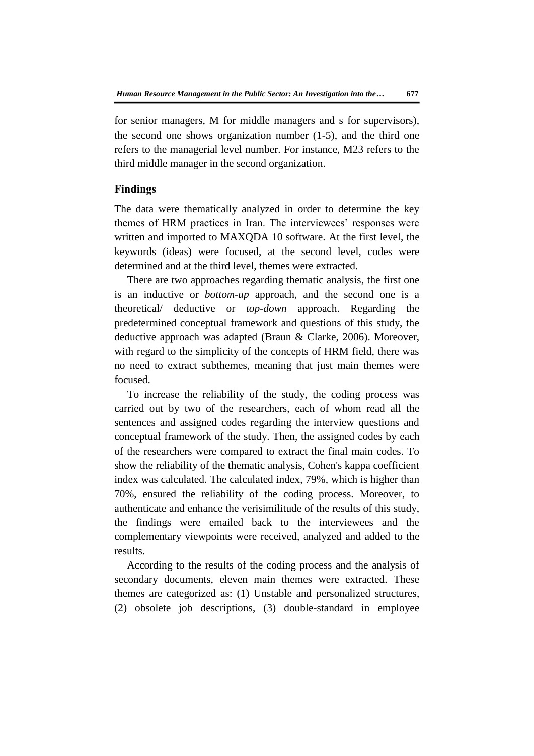for senior managers, M for middle managers and s for supervisors), the second one shows organization number (1-5), and the third one refers to the managerial level number. For instance, M23 refers to the third middle manager in the second organization.

## Findings

The data were thematically analyzed in order to determine the key themes of HRM practices in Iran. The interviewees' responses were written and imported to MAXQDA 10 software. At the first level, the keywords (ideas) were focused, at the second level, codes were determined and at the third level, themes were extracted.

There are two approaches regarding thematic analysis, the first one is an inductive or *bottom-up* approach, and the second one is a theoretical/ deductive or *top-down* approach. Regarding the predetermined conceptual framework and questions of this study, the deductive approach was adapted (Braun & Clarke, 2006). Moreover, with regard to the simplicity of the concepts of HRM field, there was no need to extract subthemes, meaning that just main themes were focused.

To increase the reliability of the study, the coding process was carried out by two of the researchers, each of whom read all the sentences and assigned codes regarding the interview questions and conceptual framework of the study. Then, the assigned codes by each of the researchers were compared to extract the final main codes. To show the reliability of the thematic analysis, Cohen's kappa coefficient index was calculated. The calculated index, 79%, which is higher than 70%, ensured the reliability of the coding process. Moreover, to authenticate and enhance the verisimilitude of the results of this study, the findings were emailed back to the interviewees and the complementary viewpoints were received, analyzed and added to the results.

According to the results of the coding process and the analysis of secondary documents, eleven main themes were extracted. These themes are categorized as: (1) Unstable and personalized structures, (2) obsolete job descriptions, (3) double-standard in employee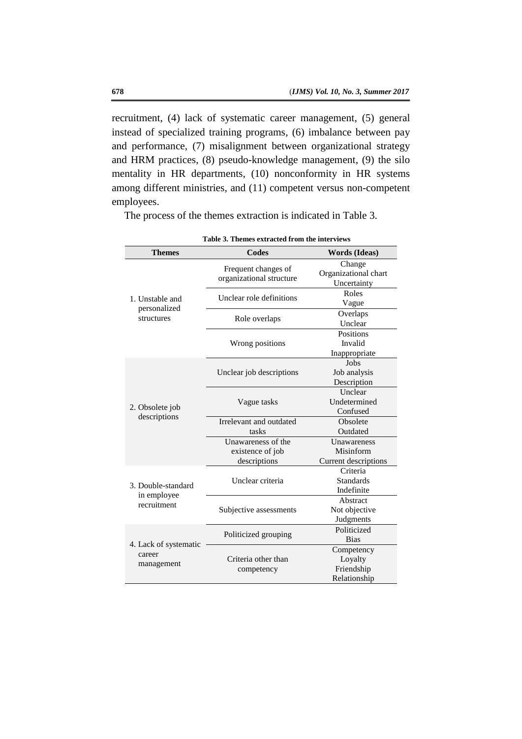recruitment, (4) lack of systematic career management, (5) general instead of specialized training programs, (6) imbalance between pay and performance, (7) misalignment between organizational strategy and HRM practices, (8) pseudo-knowledge management, (9) the silo mentality in HR departments, (10) nonconformity in HR systems among different ministries, and (11) competent versus non-competent employees.

The process of the themes extraction is indicated in Table 3.

**Table 3. Themes extracted from the interviews**

| Themes | Codes | Words (Ideas) |
|---|---|---|
| 1. Unstable and personalized structures | Frequent changes of organizational structure | Change<br>Organizational chart<br>Uncertainty |
| | Unclear role definitions | Roles<br>Vague |
| | Role overlaps | Overlaps<br>Unclear |
| | Wrong positions | Positions<br>Invalid<br>Inappropriate |
| 2. Obsolete job descriptions | Unclear job descriptions | Jobs<br>Job analysis<br>Description |
| | Vague tasks | Unclear<br>Undetermined<br>Confused |
| | Irrelevant and outdated tasks | Obsolete<br>Outdated |
| | Unawareness of the existence of job descriptions | Unawareness<br>Misinform<br>Current descriptions |
| 3. Double-standard in employee recruitment | Unclear criteria | Criteria<br>Standards<br>Indefinite |
| | Subjective assessments | Abstract<br>Not objective<br>Judgments |
| 4. Lack of systematic career management | Politicized grouping | Politicized<br>Bias |
| | Criteria other than competency | Competency<br>Loyalty<br>Friendship<br>Relationship |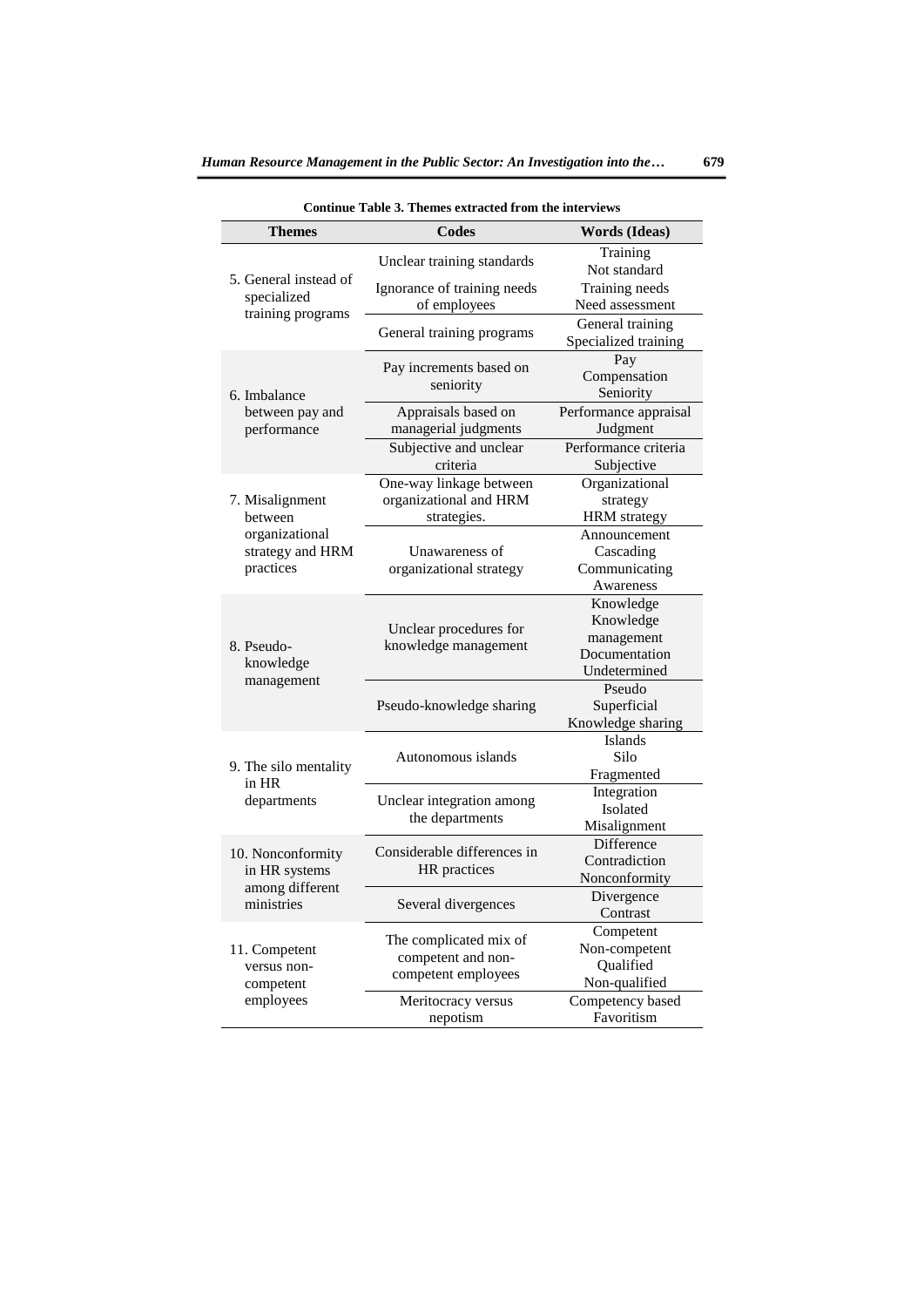**Continue Table 3. Themes extracted from the interviews**

| Themes | Codes | Words (Ideas) |
|---|---|---|
| 5. General instead of specialized training programs | Unclear training standards | Training<br>Not standard |
| | Ignorance of training needs of employees | Training needs<br>Need assessment |
| | General training programs | General training<br>Specialized training |
| 6. Imbalance between pay and performance | Pay increments based on seniority | Pay<br>Compensation<br>Seniority |
| | Appraisals based on managerial judgments | Performance appraisal<br>Judgment |
| | Subjective and unclear criteria | Performance criteria<br>Subjective |
| 7. Misalignment between organizational strategy and HRM practices | One-way linkage between organizational and HRM strategies. | Organizational strategy<br>HRM strategy |
| | Unawareness of organizational strategy | Announcement<br>Cascading<br>Communicating<br>Awareness |
| 8. Pseudo-knowledge management | Unclear procedures for knowledge management | Knowledge<br>Knowledge management<br>Documentation<br>Undetermined |
| | Pseudo-knowledge sharing | Pseudo<br>Superficial<br>Knowledge sharing |
| 9. The silo mentality in HR departments | Autonomous islands | Islands<br>Silo<br>Fragmented |
| | Unclear integration among the departments | Integration<br>Isolated<br>Misalignment |
| 10. Nonconformity in HR systems among different ministries | Considerable differences in HR practices | Difference<br>Contradiction<br>Nonconformity |
| | Several divergences | Divergence<br>Contrast |
| 11. Competent versus non-competent employees | The complicated mix of competent and non-competent employees | Competent<br>Non-competent<br>Qualified<br>Non-qualified |
| | Meritocracy versus nepotism | Competency based<br>Favoritism |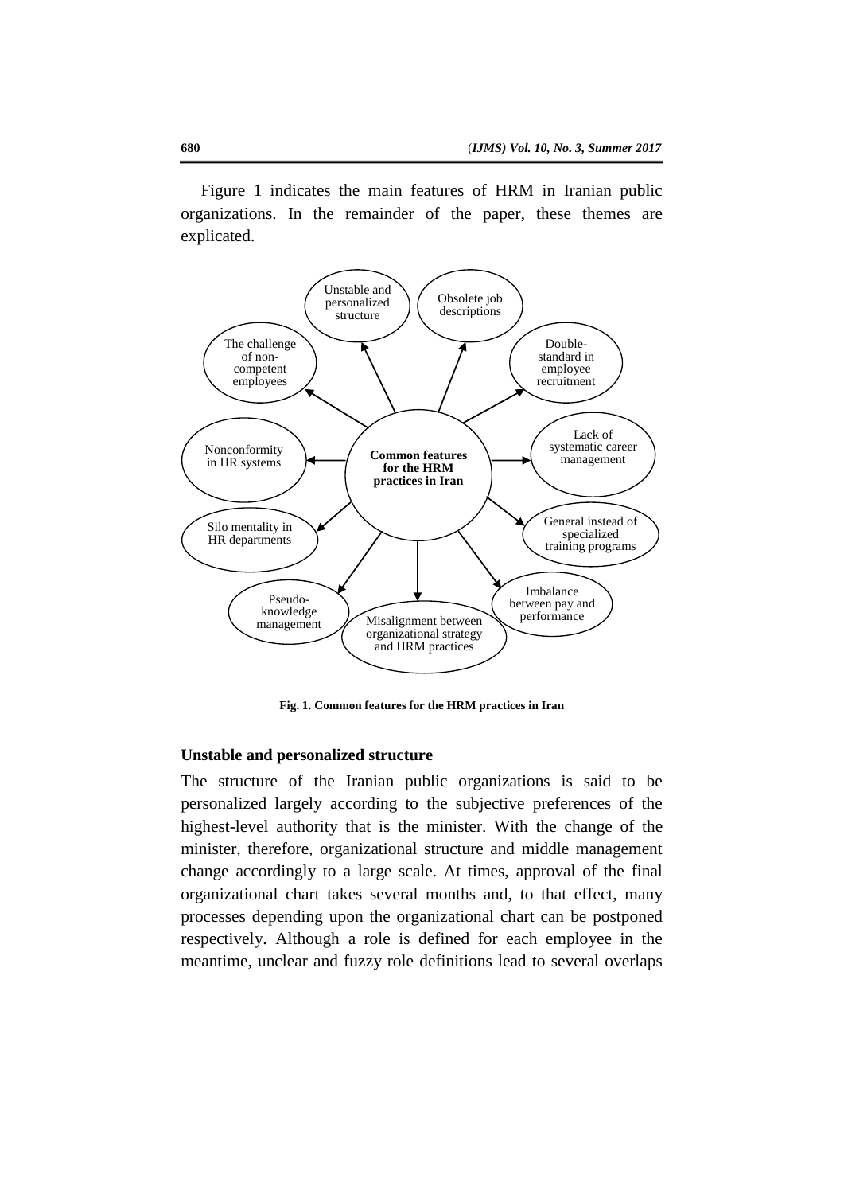Figure 1 indicates the main features of HRM in Iranian public organizations. In the remainder of the paper, these themes are explicated.

- **Common features for the HRM practices in Iran**
  - Unstable and personalized structure
  - Obsolete job descriptions
  - Double-standard in employee recruitment
  - Lack of systematic career management
  - General instead of specialized training programs
  - Imbalance between pay and performance
  - Misalignment between organizational strategy and HRM practices
  - Pseudo-knowledge management
  - Silo mentality in HR departments
  - Nonconformity in HR systems
  - The challenge of non-competent employees

**Fig. 1. Common features for the HRM practices in Iran**

### Unstable and personalized structure

The structure of the Iranian public organizations is said to be personalized largely according to the subjective preferences of the highest-level authority that is the minister. With the change of the minister, therefore, organizational structure and middle management change accordingly to a large scale. At times, approval of the final organizational chart takes several months and, to that effect, many processes depending upon the organizational chart can be postponed respectively. Although a role is defined for each employee in the meantime, unclear and fuzzy role definitions lead to several overlaps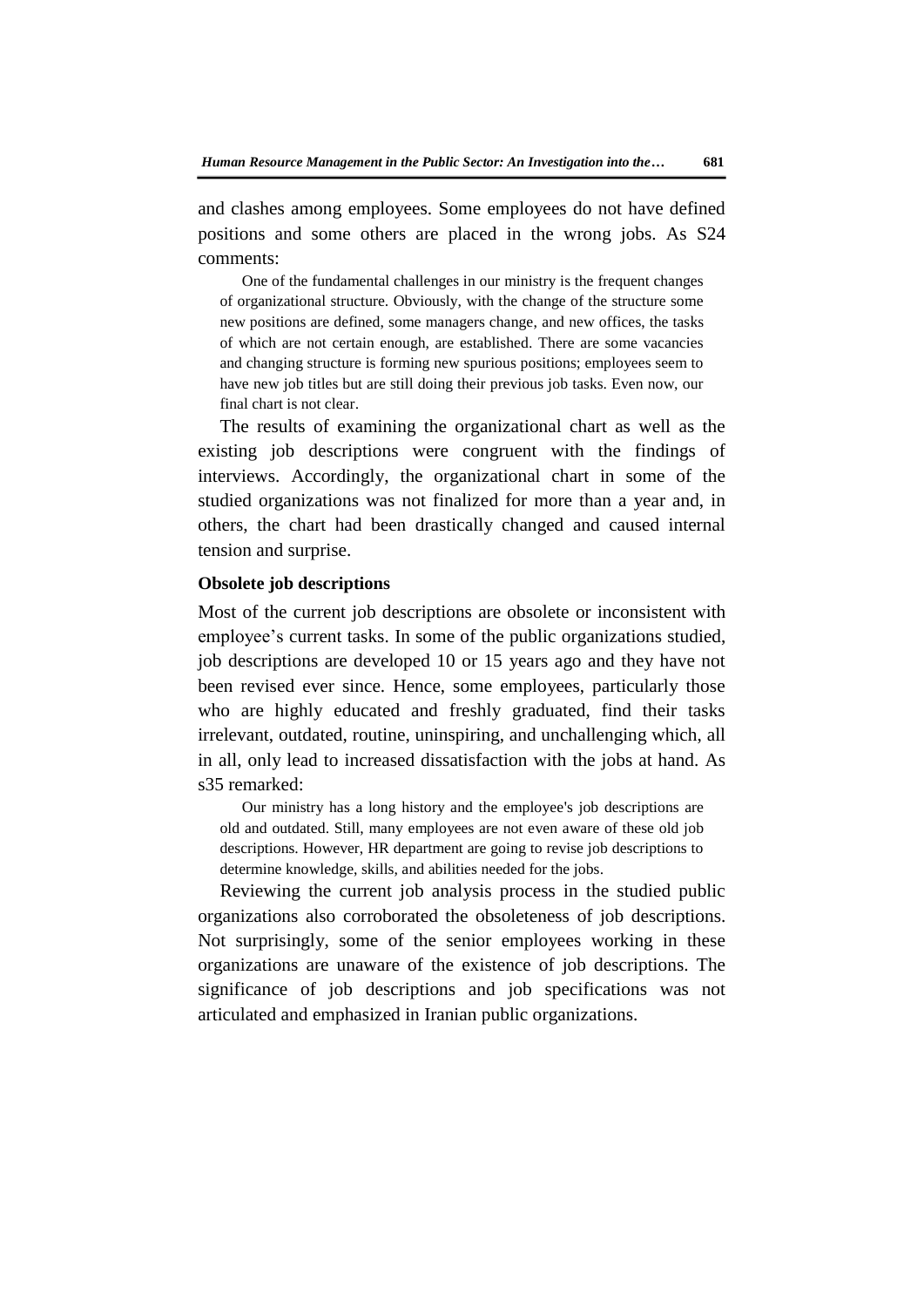and clashes among employees. Some employees do not have defined positions and some others are placed in the wrong jobs. As S24 comments:

> One of the fundamental challenges in our ministry is the frequent changes of organizational structure. Obviously, with the change of the structure some new positions are defined, some managers change, and new offices, the tasks of which are not certain enough, are established. There are some vacancies and changing structure is forming new spurious positions; employees seem to have new job titles but are still doing their previous job tasks. Even now, our final chart is not clear.

The results of examining the organizational chart as well as the existing job descriptions were congruent with the findings of interviews. Accordingly, the organizational chart in some of the studied organizations was not finalized for more than a year and, in others, the chart had been drastically changed and caused internal tension and surprise.

**Obsolete job descriptions**

Most of the current job descriptions are obsolete or inconsistent with employee's current tasks. In some of the public organizations studied, job descriptions are developed 10 or 15 years ago and they have not been revised ever since. Hence, some employees, particularly those who are highly educated and freshly graduated, find their tasks irrelevant, outdated, routine, uninspiring, and unchallenging which, all in all, only lead to increased dissatisfaction with the jobs at hand. As s35 remarked:

> Our ministry has a long history and the employee's job descriptions are old and outdated. Still, many employees are not even aware of these old job descriptions. However, HR department are going to revise job descriptions to determine knowledge, skills, and abilities needed for the jobs.

Reviewing the current job analysis process in the studied public organizations also corroborated the obsoleteness of job descriptions. Not surprisingly, some of the senior employees working in these organizations are unaware of the existence of job descriptions. The significance of job descriptions and job specifications was not articulated and emphasized in Iranian public organizations.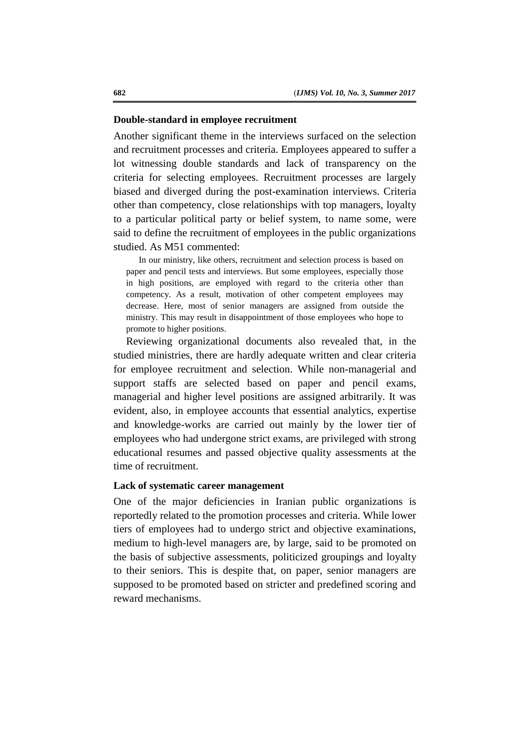### Double-standard in employee recruitment

Another significant theme in the interviews surfaced on the selection and recruitment processes and criteria. Employees appeared to suffer a lot witnessing double standards and lack of transparency on the criteria for selecting employees. Recruitment processes are largely biased and diverged during the post-examination interviews. Criteria other than competency, close relationships with top managers, loyalty to a particular political party or belief system, to name some, were said to define the recruitment of employees in the public organizations studied. As M51 commented:

> In our ministry, like others, recruitment and selection process is based on paper and pencil tests and interviews. But some employees, especially those in high positions, are employed with regard to the criteria other than competency. As a result, motivation of other competent employees may decrease. Here, most of senior managers are assigned from outside the ministry. This may result in disappointment of those employees who hope to promote to higher positions.

Reviewing organizational documents also revealed that, in the studied ministries, there are hardly adequate written and clear criteria for employee recruitment and selection. While non-managerial and support staffs are selected based on paper and pencil exams, managerial and higher level positions are assigned arbitrarily. It was evident, also, in employee accounts that essential analytics, expertise and knowledge-works are carried out mainly by the lower tier of employees who had undergone strict exams, are privileged with strong educational resumes and passed objective quality assessments at the time of recruitment.

### Lack of systematic career management

One of the major deficiencies in Iranian public organizations is reportedly related to the promotion processes and criteria. While lower tiers of employees had to undergo strict and objective examinations, medium to high-level managers are, by large, said to be promoted on the basis of subjective assessments, politicized groupings and loyalty to their seniors. This is despite that, on paper, senior managers are supposed to be promoted based on stricter and predefined scoring and reward mechanisms.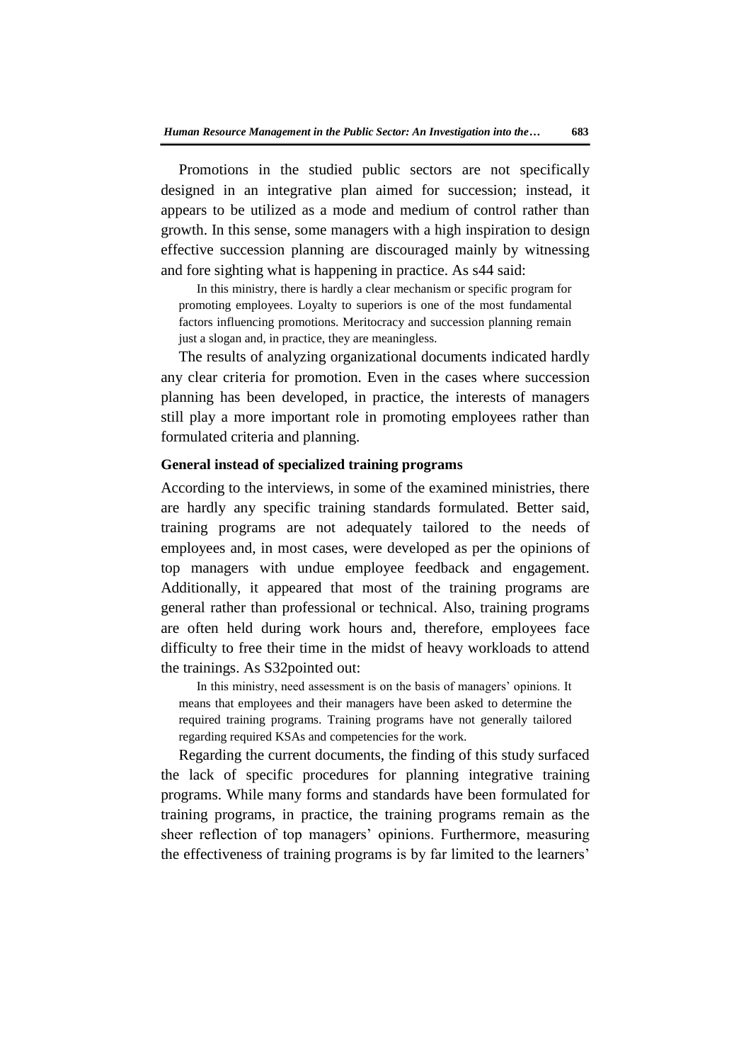Promotions in the studied public sectors are not specifically designed in an integrative plan aimed for succession; instead, it appears to be utilized as a mode and medium of control rather than growth. In this sense, some managers with a high inspiration to design effective succession planning are discouraged mainly by witnessing and fore sighting what is happening in practice. As s44 said:

> In this ministry, there is hardly a clear mechanism or specific program for promoting employees. Loyalty to superiors is one of the most fundamental factors influencing promotions. Meritocracy and succession planning remain just a slogan and, in practice, they are meaningless.

The results of analyzing organizational documents indicated hardly any clear criteria for promotion. Even in the cases where succession planning has been developed, in practice, the interests of managers still play a more important role in promoting employees rather than formulated criteria and planning.

**General instead of specialized training programs**

According to the interviews, in some of the examined ministries, there are hardly any specific training standards formulated. Better said, training programs are not adequately tailored to the needs of employees and, in most cases, were developed as per the opinions of top managers with undue employee feedback and engagement. Additionally, it appeared that most of the training programs are general rather than professional or technical. Also, training programs are often held during work hours and, therefore, employees face difficulty to free their time in the midst of heavy workloads to attend the trainings. As S32pointed out:

> In this ministry, need assessment is on the basis of managers' opinions. It means that employees and their managers have been asked to determine the required training programs. Training programs have not generally tailored regarding required KSAs and competencies for the work.

Regarding the current documents, the finding of this study surfaced the lack of specific procedures for planning integrative training programs. While many forms and standards have been formulated for training programs, in practice, the training programs remain as the sheer reflection of top managers' opinions. Furthermore, measuring the effectiveness of training programs is by far limited to the learners'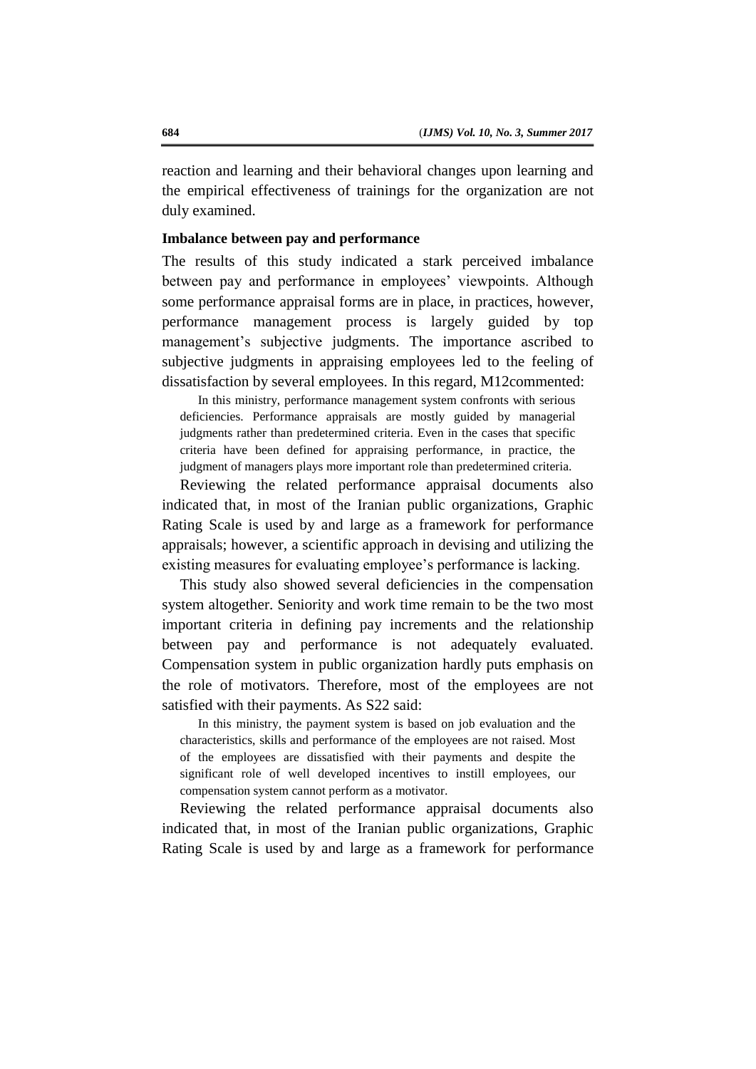reaction and learning and their behavioral changes upon learning and the empirical effectiveness of trainings for the organization are not duly examined.

**Imbalance between pay and performance**

The results of this study indicated a stark perceived imbalance between pay and performance in employees' viewpoints. Although some performance appraisal forms are in place, in practices, however, performance management process is largely guided by top management's subjective judgments. The importance ascribed to subjective judgments in appraising employees led to the feeling of dissatisfaction by several employees. In this regard, M12commented:

> In this ministry, performance management system confronts with serious deficiencies. Performance appraisals are mostly guided by managerial judgments rather than predetermined criteria. Even in the cases that specific criteria have been defined for appraising performance, in practice, the judgment of managers plays more important role than predetermined criteria.

Reviewing the related performance appraisal documents also indicated that, in most of the Iranian public organizations, Graphic Rating Scale is used by and large as a framework for performance appraisals; however, a scientific approach in devising and utilizing the existing measures for evaluating employee's performance is lacking.

This study also showed several deficiencies in the compensation system altogether. Seniority and work time remain to be the two most important criteria in defining pay increments and the relationship between pay and performance is not adequately evaluated. Compensation system in public organization hardly puts emphasis on the role of motivators. Therefore, most of the employees are not satisfied with their payments. As S22 said:

> In this ministry, the payment system is based on job evaluation and the characteristics, skills and performance of the employees are not raised. Most of the employees are dissatisfied with their payments and despite the significant role of well developed incentives to instill employees, our compensation system cannot perform as a motivator.

Reviewing the related performance appraisal documents also indicated that, in most of the Iranian public organizations, Graphic Rating Scale is used by and large as a framework for performance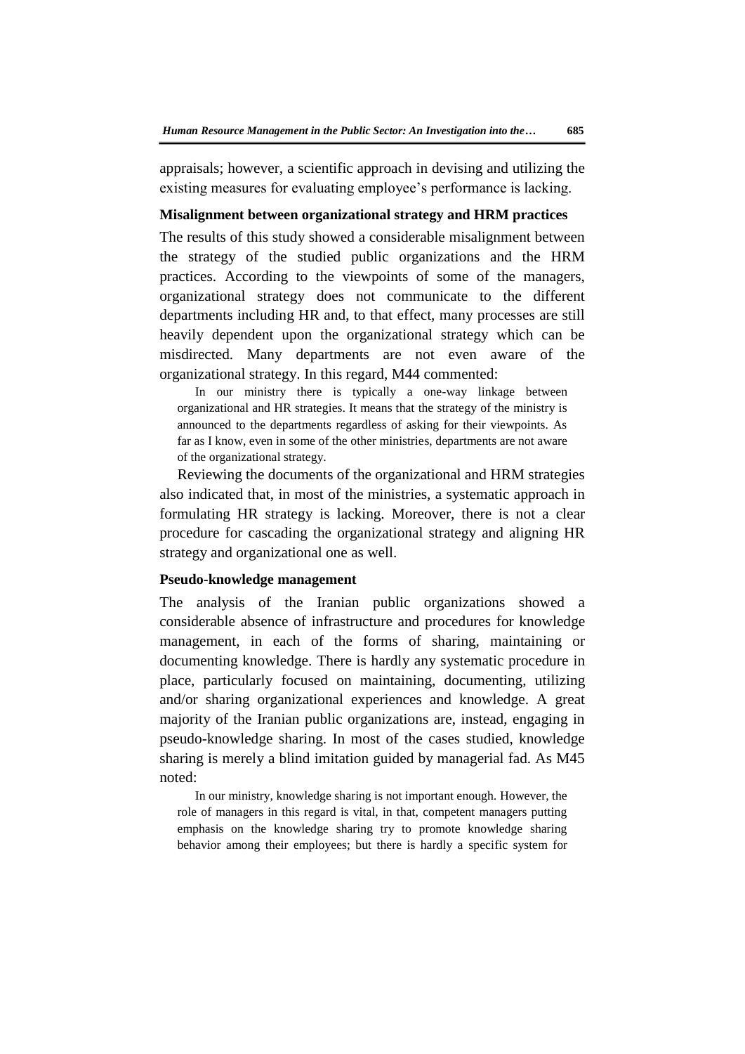appraisals; however, a scientific approach in devising and utilizing the existing measures for evaluating employee's performance is lacking.

**Misalignment between organizational strategy and HRM practices**

The results of this study showed a considerable misalignment between the strategy of the studied public organizations and the HRM practices. According to the viewpoints of some of the managers, organizational strategy does not communicate to the different departments including HR and, to that effect, many processes are still heavily dependent upon the organizational strategy which can be misdirected. Many departments are not even aware of the organizational strategy. In this regard, M44 commented:

> In our ministry there is typically a one-way linkage between organizational and HR strategies. It means that the strategy of the ministry is announced to the departments regardless of asking for their viewpoints. As far as I know, even in some of the other ministries, departments are not aware of the organizational strategy.

Reviewing the documents of the organizational and HRM strategies also indicated that, in most of the ministries, a systematic approach in formulating HR strategy is lacking. Moreover, there is not a clear procedure for cascading the organizational strategy and aligning HR strategy and organizational one as well.

**Pseudo-knowledge management**

The analysis of the Iranian public organizations showed a considerable absence of infrastructure and procedures for knowledge management, in each of the forms of sharing, maintaining or documenting knowledge. There is hardly any systematic procedure in place, particularly focused on maintaining, documenting, utilizing and/or sharing organizational experiences and knowledge. A great majority of the Iranian public organizations are, instead, engaging in pseudo-knowledge sharing. In most of the cases studied, knowledge sharing is merely a blind imitation guided by managerial fad. As M45 noted:

> In our ministry, knowledge sharing is not important enough. However, the role of managers in this regard is vital, in that, competent managers putting emphasis on the knowledge sharing try to promote knowledge sharing behavior among their employees; but there is hardly a specific system for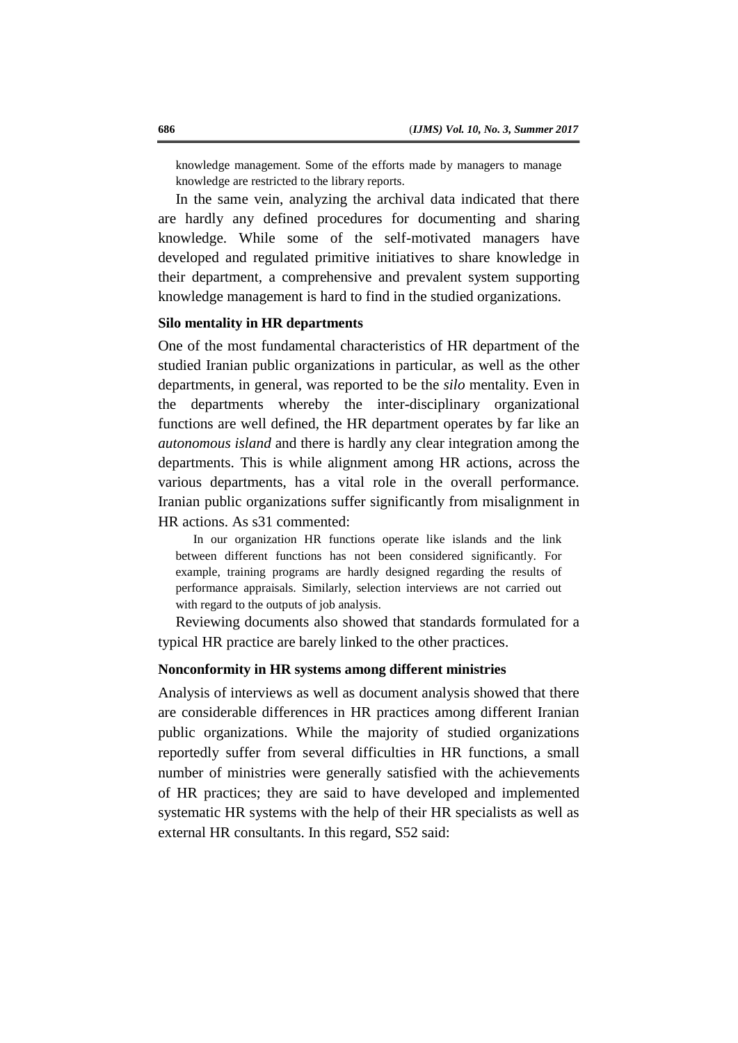knowledge management. Some of the efforts made by managers to manage knowledge are restricted to the library reports.

In the same vein, analyzing the archival data indicated that there are hardly any defined procedures for documenting and sharing knowledge. While some of the self-motivated managers have developed and regulated primitive initiatives to share knowledge in their department, a comprehensive and prevalent system supporting knowledge management is hard to find in the studied organizations.

**Silo mentality in HR departments**

One of the most fundamental characteristics of HR department of the studied Iranian public organizations in particular, as well as the other departments, in general, was reported to be the *silo* mentality. Even in the departments whereby the inter-disciplinary organizational functions are well defined, the HR department operates by far like an *autonomous island* and there is hardly any clear integration among the departments. This is while alignment among HR actions, across the various departments, has a vital role in the overall performance. Iranian public organizations suffer significantly from misalignment in HR actions. As s31 commented:

> In our organization HR functions operate like islands and the link between different functions has not been considered significantly. For example, training programs are hardly designed regarding the results of performance appraisals. Similarly, selection interviews are not carried out with regard to the outputs of job analysis.

Reviewing documents also showed that standards formulated for a typical HR practice are barely linked to the other practices.

**Nonconformity in HR systems among different ministries**

Analysis of interviews as well as document analysis showed that there are considerable differences in HR practices among different Iranian public organizations. While the majority of studied organizations reportedly suffer from several difficulties in HR functions, a small number of ministries were generally satisfied with the achievements of HR practices; they are said to have developed and implemented systematic HR systems with the help of their HR specialists as well as external HR consultants. In this regard, S52 said: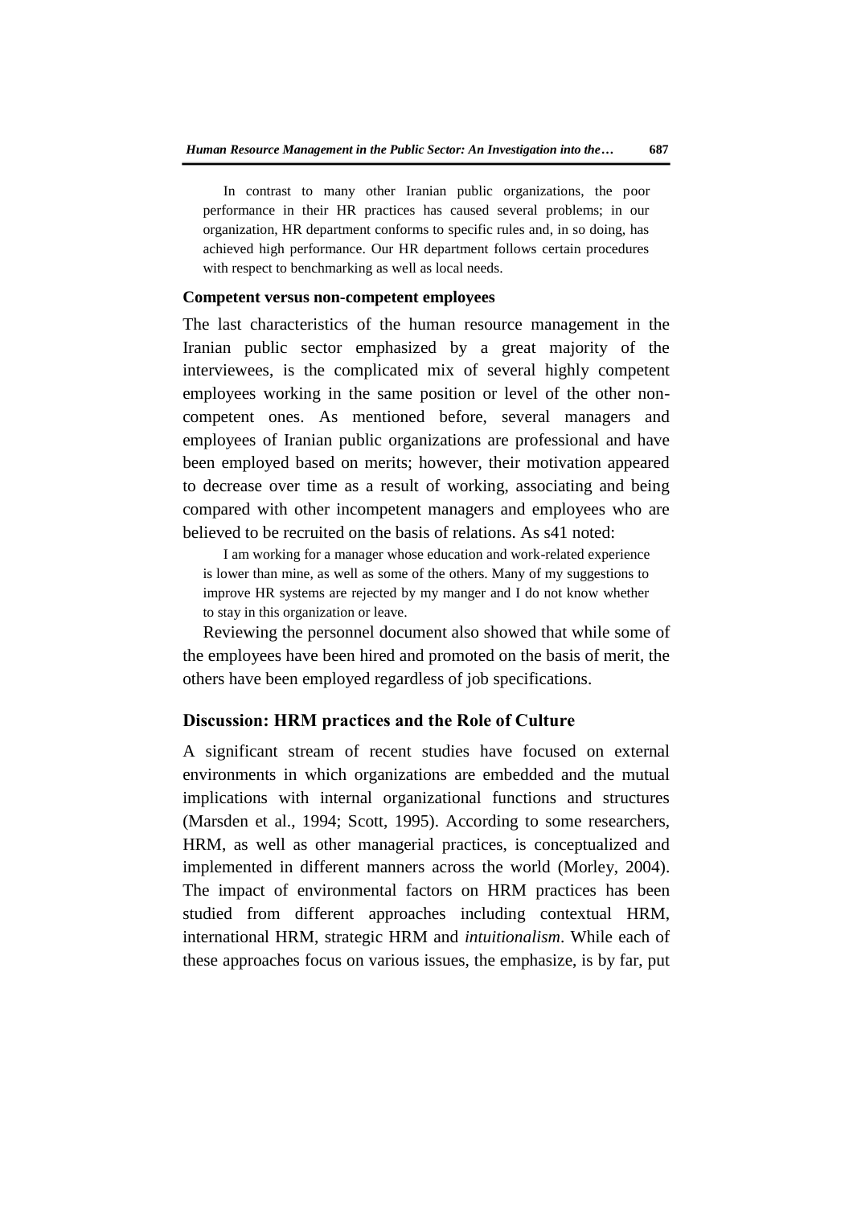> In contrast to many other Iranian public organizations, the poor performance in their HR practices has caused several problems; in our organization, HR department conforms to specific rules and, in so doing, has achieved high performance. Our HR department follows certain procedures with respect to benchmarking as well as local needs.

### Competent versus non-competent employees

The last characteristics of the human resource management in the Iranian public sector emphasized by a great majority of the interviewees, is the complicated mix of several highly competent employees working in the same position or level of the other non-competent ones. As mentioned before, several managers and employees of Iranian public organizations are professional and have been employed based on merits; however, their motivation appeared to decrease over time as a result of working, associating and being compared with other incompetent managers and employees who are believed to be recruited on the basis of relations. As s41 noted:

> I am working for a manager whose education and work-related experience is lower than mine, as well as some of the others. Many of my suggestions to improve HR systems are rejected by my manger and I do not know whether to stay in this organization or leave.

Reviewing the personnel document also showed that while some of the employees have been hired and promoted on the basis of merit, the others have been employed regardless of job specifications.

## Discussion: HRM practices and the Role of Culture

A significant stream of recent studies have focused on external environments in which organizations are embedded and the mutual implications with internal organizational functions and structures (Marsden et al., 1994; Scott, 1995). According to some researchers, HRM, as well as other managerial practices, is conceptualized and implemented in different manners across the world (Morley, 2004). The impact of environmental factors on HRM practices has been studied from different approaches including contextual HRM, international HRM, strategic HRM and *intuitionalism*. While each of these approaches focus on various issues, the emphasize, is by far, put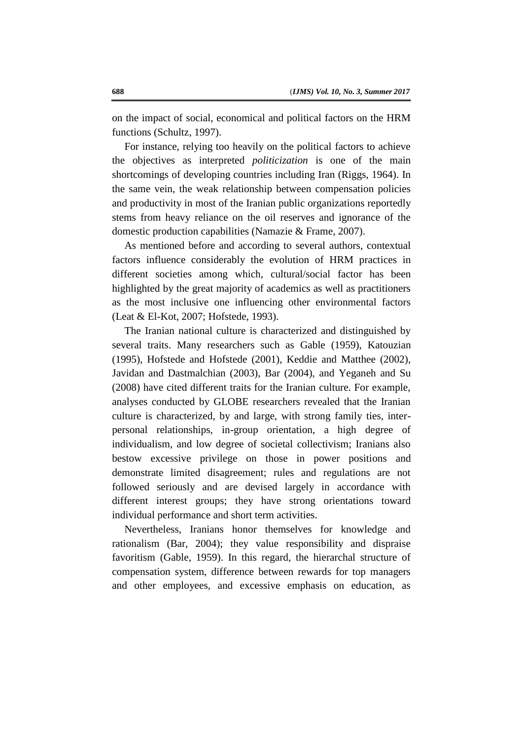on the impact of social, economical and political factors on the HRM functions (Schultz, 1997).

For instance, relying too heavily on the political factors to achieve the objectives as interpreted *politicization* is one of the main shortcomings of developing countries including Iran (Riggs, 1964). In the same vein, the weak relationship between compensation policies and productivity in most of the Iranian public organizations reportedly stems from heavy reliance on the oil reserves and ignorance of the domestic production capabilities (Namazie & Frame, 2007).

As mentioned before and according to several authors, contextual factors influence considerably the evolution of HRM practices in different societies among which, cultural/social factor has been highlighted by the great majority of academics as well as practitioners as the most inclusive one influencing other environmental factors (Leat & El-Kot, 2007; Hofstede, 1993).

The Iranian national culture is characterized and distinguished by several traits. Many researchers such as Gable (1959), Katouzian (1995), Hofstede and Hofstede (2001), Keddie and Matthee (2002), Javidan and Dastmalchian (2003), Bar (2004), and Yeganeh and Su (2008) have cited different traits for the Iranian culture. For example, analyses conducted by GLOBE researchers revealed that the Iranian culture is characterized, by and large, with strong family ties, inter-personal relationships, in-group orientation, a high degree of individualism, and low degree of societal collectivism; Iranians also bestow excessive privilege on those in power positions and demonstrate limited disagreement; rules and regulations are not followed seriously and are devised largely in accordance with different interest groups; they have strong orientations toward individual performance and short term activities.

Nevertheless, Iranians honor themselves for knowledge and rationalism (Bar, 2004); they value responsibility and dispraise favoritism (Gable, 1959). In this regard, the hierarchal structure of compensation system, difference between rewards for top managers and other employees, and excessive emphasis on education, as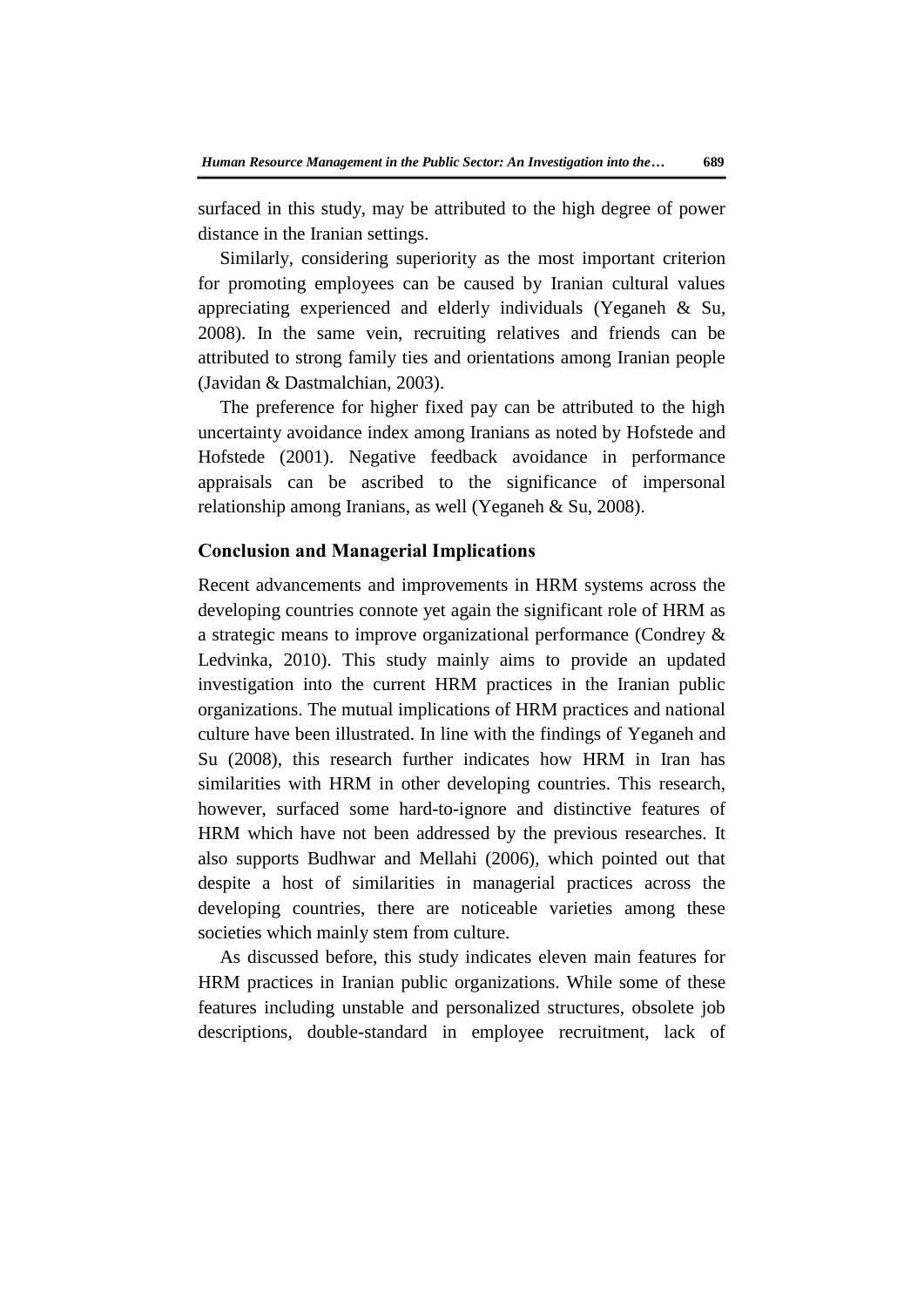surfaced in this study, may be attributed to the high degree of power distance in the Iranian settings.

Similarly, considering superiority as the most important criterion for promoting employees can be caused by Iranian cultural values appreciating experienced and elderly individuals (Yeganeh & Su, 2008). In the same vein, recruiting relatives and friends can be attributed to strong family ties and orientations among Iranian people (Javidan & Dastmalchian, 2003).

The preference for higher fixed pay can be attributed to the high uncertainty avoidance index among Iranians as noted by Hofstede and Hofstede (2001). Negative feedback avoidance in performance appraisals can be ascribed to the significance of impersonal relationship among Iranians, as well (Yeganeh & Su, 2008).

## Conclusion and Managerial Implications

Recent advancements and improvements in HRM systems across the developing countries connote yet again the significant role of HRM as a strategic means to improve organizational performance (Condrey & Ledvinka, 2010). This study mainly aims to provide an updated investigation into the current HRM practices in the Iranian public organizations. The mutual implications of HRM practices and national culture have been illustrated. In line with the findings of Yeganeh and Su (2008), this research further indicates how HRM in Iran has similarities with HRM in other developing countries. This research, however, surfaced some hard-to-ignore and distinctive features of HRM which have not been addressed by the previous researches. It also supports Budhwar and Mellahi (2006), which pointed out that despite a host of similarities in managerial practices across the developing countries, there are noticeable varieties among these societies which mainly stem from culture.

As discussed before, this study indicates eleven main features for HRM practices in Iranian public organizations. While some of these features including unstable and personalized structures, obsolete job descriptions, double-standard in employee recruitment, lack of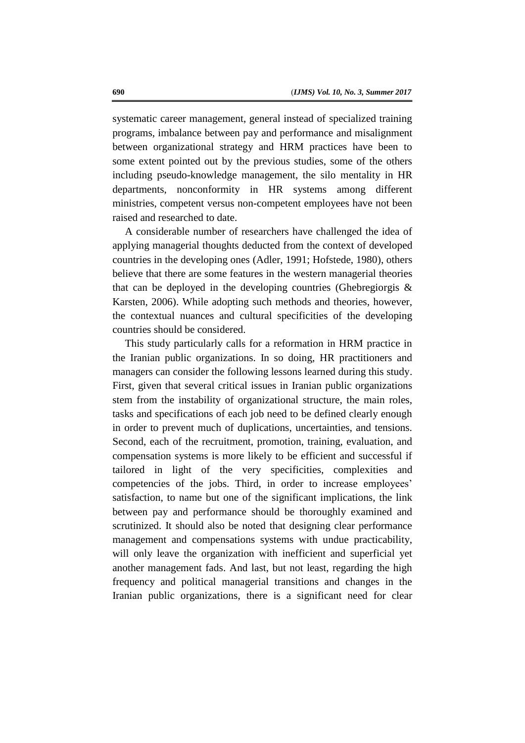systematic career management, general instead of specialized training programs, imbalance between pay and performance and misalignment between organizational strategy and HRM practices have been to some extent pointed out by the previous studies, some of the others including pseudo-knowledge management, the silo mentality in HR departments, nonconformity in HR systems among different ministries, competent versus non-competent employees have not been raised and researched to date.

A considerable number of researchers have challenged the idea of applying managerial thoughts deducted from the context of developed countries in the developing ones (Adler, 1991; Hofstede, 1980), others believe that there are some features in the western managerial theories that can be deployed in the developing countries (Ghebregiorgis & Karsten, 2006). While adopting such methods and theories, however, the contextual nuances and cultural specificities of the developing countries should be considered.

This study particularly calls for a reformation in HRM practice in the Iranian public organizations. In so doing, HR practitioners and managers can consider the following lessons learned during this study. First, given that several critical issues in Iranian public organizations stem from the instability of organizational structure, the main roles, tasks and specifications of each job need to be defined clearly enough in order to prevent much of duplications, uncertainties, and tensions. Second, each of the recruitment, promotion, training, evaluation, and compensation systems is more likely to be efficient and successful if tailored in light of the very specificities, complexities and competencies of the jobs. Third, in order to increase employees' satisfaction, to name but one of the significant implications, the link between pay and performance should be thoroughly examined and scrutinized. It should also be noted that designing clear performance management and compensations systems with undue practicability, will only leave the organization with inefficient and superficial yet another management fads. And last, but not least, regarding the high frequency and political managerial transitions and changes in the Iranian public organizations, there is a significant need for clear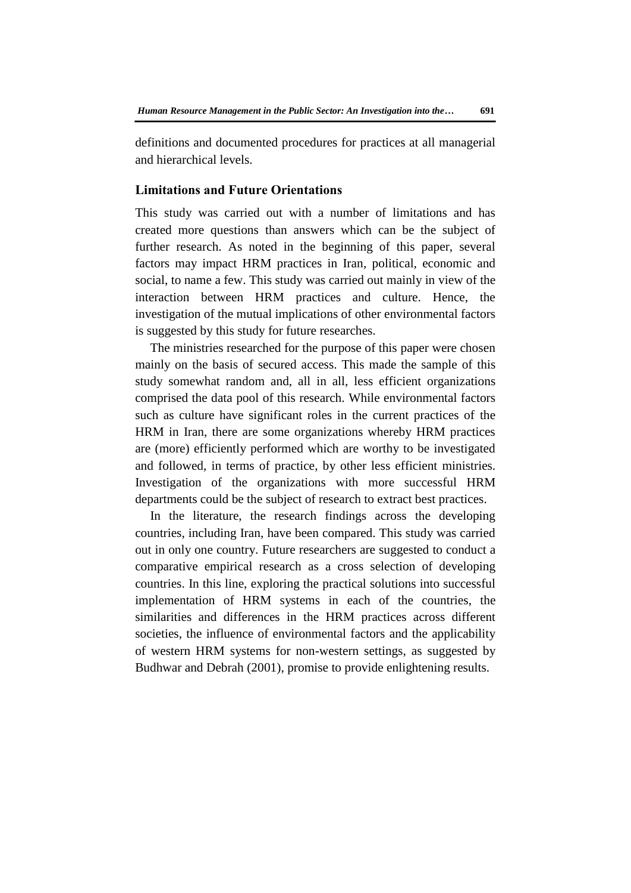definitions and documented procedures for practices at all managerial and hierarchical levels.

## Limitations and Future Orientations

This study was carried out with a number of limitations and has created more questions than answers which can be the subject of further research. As noted in the beginning of this paper, several factors may impact HRM practices in Iran, political, economic and social, to name a few. This study was carried out mainly in view of the interaction between HRM practices and culture. Hence, the investigation of the mutual implications of other environmental factors is suggested by this study for future researches.

The ministries researched for the purpose of this paper were chosen mainly on the basis of secured access. This made the sample of this study somewhat random and, all in all, less efficient organizations comprised the data pool of this research. While environmental factors such as culture have significant roles in the current practices of the HRM in Iran, there are some organizations whereby HRM practices are (more) efficiently performed which are worthy to be investigated and followed, in terms of practice, by other less efficient ministries. Investigation of the organizations with more successful HRM departments could be the subject of research to extract best practices.

In the literature, the research findings across the developing countries, including Iran, have been compared. This study was carried out in only one country. Future researchers are suggested to conduct a comparative empirical research as a cross selection of developing countries. In this line, exploring the practical solutions into successful implementation of HRM systems in each of the countries, the similarities and differences in the HRM practices across different societies, the influence of environmental factors and the applicability of western HRM systems for non-western settings, as suggested by Budhwar and Debrah (2001), promise to provide enlightening results.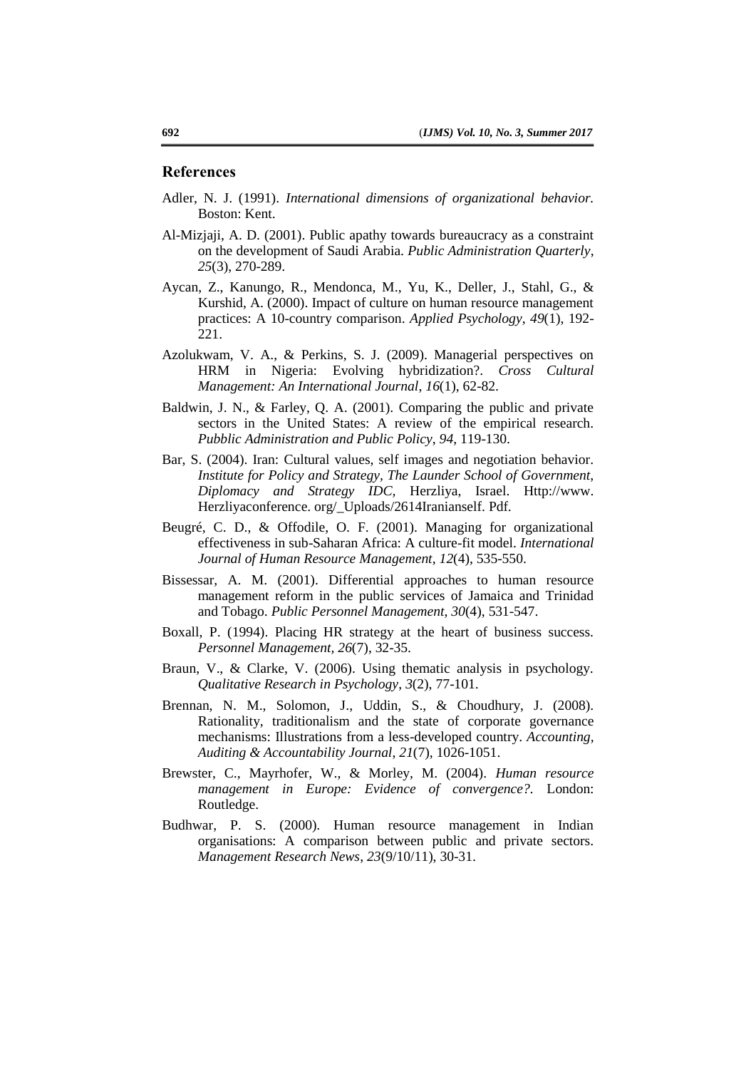## References

Adler, N. J. (1991). *International dimensions of organizational behavior.* Boston: Kent.

Al-Mizjaji, A. D. (2001). Public apathy towards bureaucracy as a constraint on the development of Saudi Arabia. *Public Administration Quarterly*, *25*(3), 270-289.

Aycan, Z., Kanungo, R., Mendonca, M., Yu, K., Deller, J., Stahl, G., & Kurshid, A. (2000). Impact of culture on human resource management practices: A 10-country comparison. *Applied Psychology*, *49*(1), 192-221.

Azolukwam, V. A., & Perkins, S. J. (2009). Managerial perspectives on HRM in Nigeria: Evolving hybridization?. *Cross Cultural Management: An International Journal*, *16*(1), 62-82.

Baldwin, J. N., & Farley, Q. A. (2001). Comparing the public and private sectors in the United States: A review of the empirical research. *Pubblic Administration and Public Policy*, *94*, 119-130.

Bar, S. (2004). Iran: Cultural values, self images and negotiation behavior. *Institute for Policy and Strategy, The Launder School of Government, Diplomacy and Strategy IDC,* Herzliya, Israel. Http://www. Herzliyaconference. org/_Uploads/2614Iranianself. Pdf.

Beugré, C. D., & Offodile, O. F. (2001). Managing for organizational effectiveness in sub-Saharan Africa: A culture-fit model. *International Journal of Human Resource Management*, *12*(4), 535-550.

Bissessar, A. M. (2001). Differential approaches to human resource management reform in the public services of Jamaica and Trinidad and Tobago. *Public Personnel Management*, *30*(4), 531-547.

Boxall, P. (1994). Placing HR strategy at the heart of business success. *Personnel Management, 26*(7), 32-35.

Braun, V., & Clarke, V. (2006). Using thematic analysis in psychology. *Qualitative Research in Psychology*, *3*(2), 77-101.

Brennan, N. M., Solomon, J., Uddin, S., & Choudhury, J. (2008). Rationality, traditionalism and the state of corporate governance mechanisms: Illustrations from a less-developed country. *Accounting, Auditing & Accountability Journal*, *21*(7), 1026-1051.

Brewster, C., Mayrhofer, W., & Morley, M. (2004). *Human resource management in Europe: Evidence of convergence?.* London: Routledge.

Budhwar, P. S. (2000). Human resource management in Indian organisations: A comparison between public and private sectors. *Management Research News*, *23*(9/10/11), 30-31.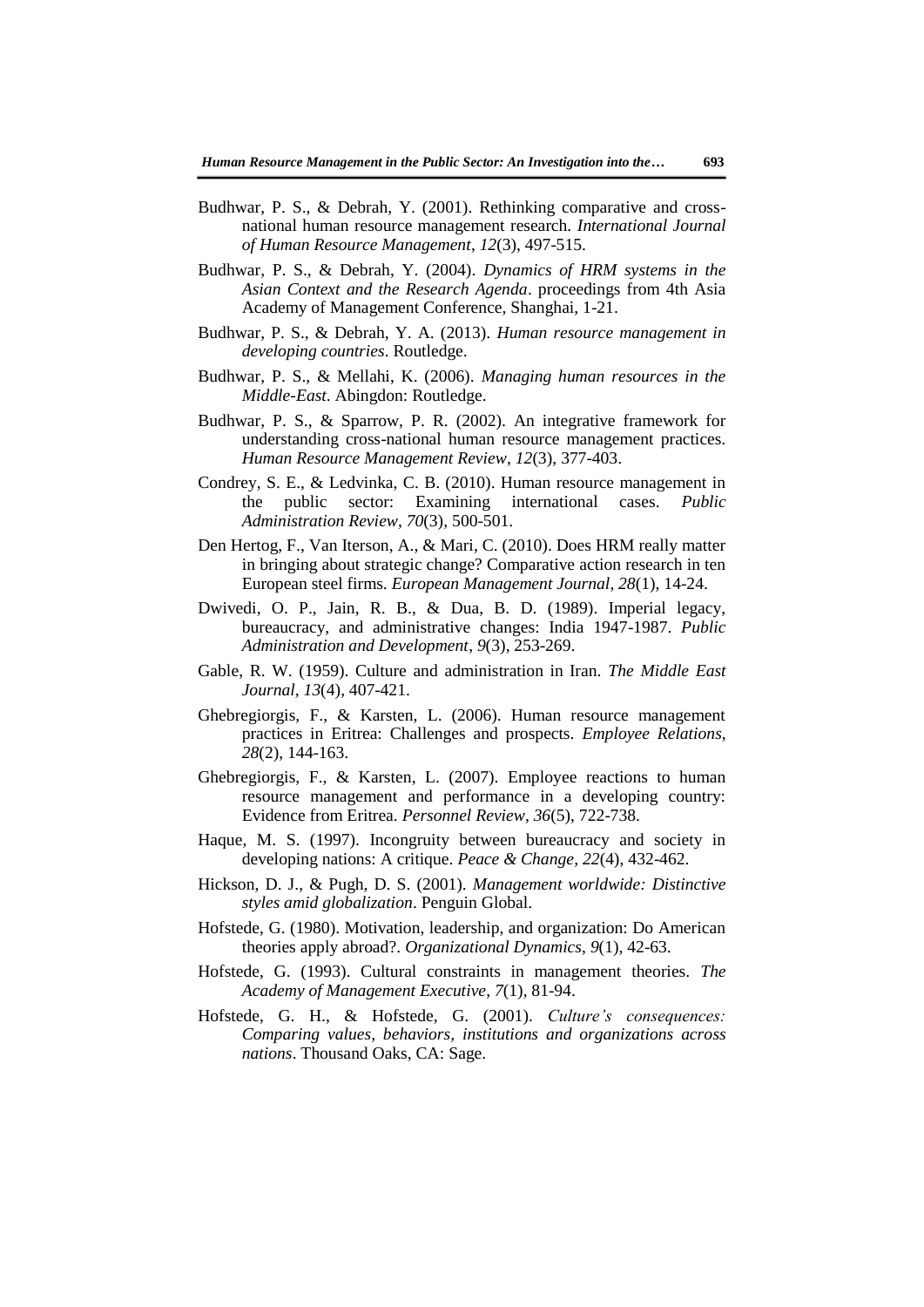Budhwar, P. S., & Debrah, Y. (2001). Rethinking comparative and cross-national human resource management research. *International Journal of Human Resource Management*, *12*(3), 497-515.

Budhwar, P. S., & Debrah, Y. (2004). *Dynamics of HRM systems in the Asian Context and the Research Agenda*. proceedings from 4th Asia Academy of Management Conference, Shanghai, 1-21.

Budhwar, P. S., & Debrah, Y. A. (2013). *Human resource management in developing countries*. Routledge.

Budhwar, P. S., & Mellahi, K. (2006). *Managing human resources in the Middle-East*. Abingdon: Routledge.

Budhwar, P. S., & Sparrow, P. R. (2002). An integrative framework for understanding cross-national human resource management practices. *Human Resource Management Review*, *12*(3), 377-403.

Condrey, S. E., & Ledvinka, C. B. (2010). Human resource management in the public sector: Examining international cases. *Public Administration Review*, *70*(3), 500-501.

Den Hertog, F., Van Iterson, A., & Mari, C. (2010). Does HRM really matter in bringing about strategic change? Comparative action research in ten European steel firms. *European Management Journal*, *28*(1), 14-24.

Dwivedi, O. P., Jain, R. B., & Dua, B. D. (1989). Imperial legacy, bureaucracy, and administrative changes: India 1947-1987. *Public Administration and Development*, *9*(3), 253-269.

Gable, R. W. (1959). Culture and administration in Iran. *The Middle East Journal*, *13*(4), 407-421.

Ghebregiorgis, F., & Karsten, L. (2006). Human resource management practices in Eritrea: Challenges and prospects. *Employee Relations*, *28*(2), 144-163.

Ghebregiorgis, F., & Karsten, L. (2007). Employee reactions to human resource management and performance in a developing country: Evidence from Eritrea. *Personnel Review*, *36*(5), 722-738.

Haque, M. S. (1997). Incongruity between bureaucracy and society in developing nations: A critique. *Peace & Change*, *22*(4), 432-462.

Hickson, D. J., & Pugh, D. S. (2001). *Management worldwide: Distinctive styles amid globalization*. Penguin Global.

Hofstede, G. (1980). Motivation, leadership, and organization: Do American theories apply abroad?. *Organizational Dynamics*, *9*(1), 42-63.

Hofstede, G. (1993). Cultural constraints in management theories. *The Academy of Management Executive*, *7*(1), 81-94.

Hofstede, G. H., & Hofstede, G. (2001). *Culture's consequences: Comparing values, behaviors, institutions and organizations across nations*. Thousand Oaks, CA: Sage.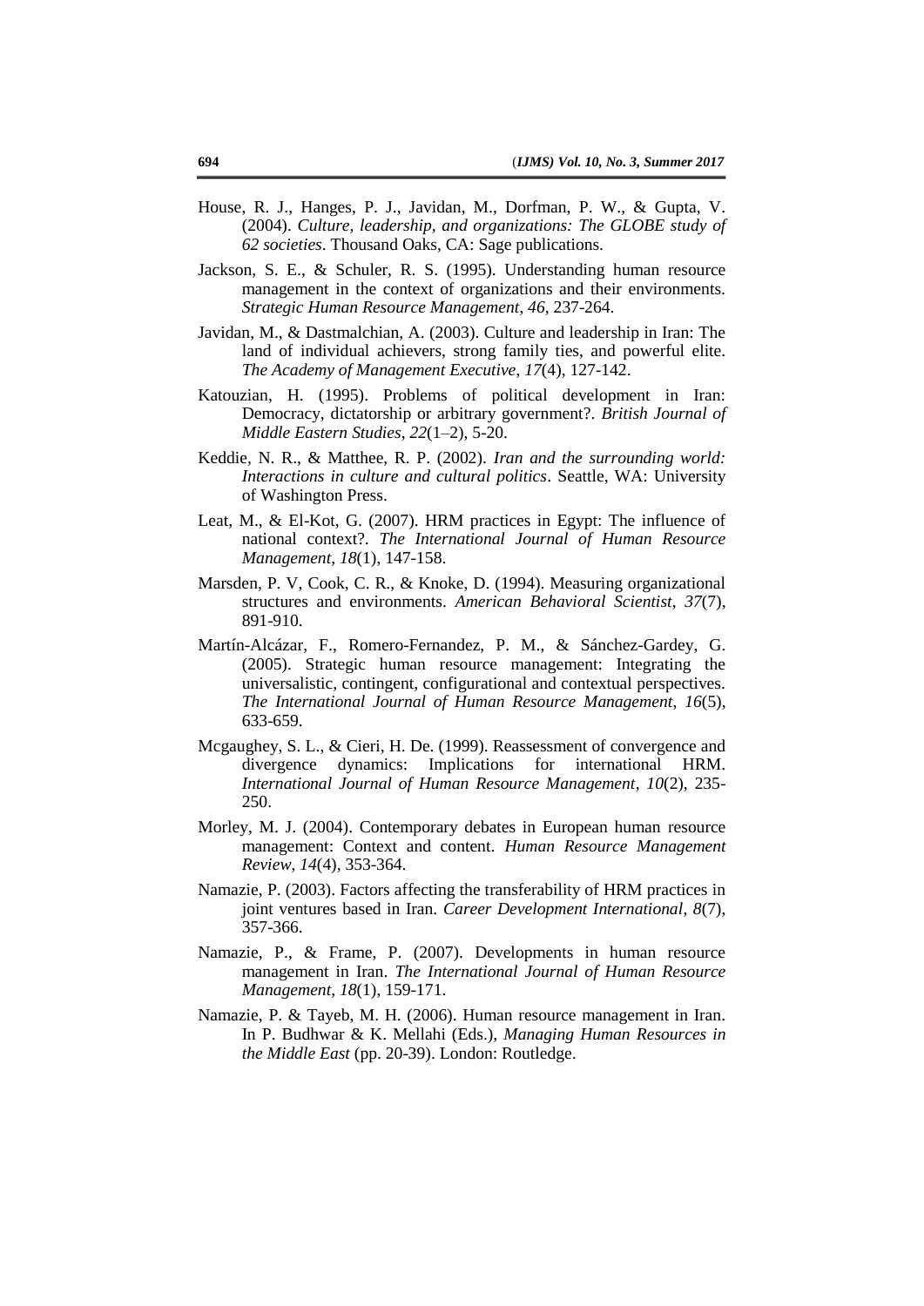House, R. J., Hanges, P. J., Javidan, M., Dorfman, P. W., & Gupta, V. (2004). *Culture, leadership, and organizations: The GLOBE study of 62 societies*. Thousand Oaks, CA: Sage publications.

Jackson, S. E., & Schuler, R. S. (1995). Understanding human resource management in the context of organizations and their environments. *Strategic Human Resource Management*, *46*, 237-264.

Javidan, M., & Dastmalchian, A. (2003). Culture and leadership in Iran: The land of individual achievers, strong family ties, and powerful elite. *The Academy of Management Executive*, *17*(4), 127-142.

Katouzian, H. (1995). Problems of political development in Iran: Democracy, dictatorship or arbitrary government?. *British Journal of Middle Eastern Studies*, *22*(1–2), 5-20.

Keddie, N. R., & Matthee, R. P. (2002). *Iran and the surrounding world: Interactions in culture and cultural politics*. Seattle, WA: University of Washington Press.

Leat, M., & El-Kot, G. (2007). HRM practices in Egypt: The influence of national context?. *The International Journal of Human Resource Management*, *18*(1), 147-158.

Marsden, P. V, Cook, C. R., & Knoke, D. (1994). Measuring organizational structures and environments. *American Behavioral Scientist*, *37*(7), 891-910.

Martín-Alcázar, F., Romero-Fernandez, P. M., & Sánchez-Gardey, G. (2005). Strategic human resource management: Integrating the universalistic, contingent, configurational and contextual perspectives. *The International Journal of Human Resource Management*, *16*(5), 633-659.

Mcgaughey, S. L., & Cieri, H. De. (1999). Reassessment of convergence and divergence dynamics: Implications for international HRM. *International Journal of Human Resource Management*, *10*(2), 235-250.

Morley, M. J. (2004). Contemporary debates in European human resource management: Context and content. *Human Resource Management Review*, *14*(4), 353-364.

Namazie, P. (2003). Factors affecting the transferability of HRM practices in joint ventures based in Iran. *Career Development International*, *8*(7), 357-366.

Namazie, P., & Frame, P. (2007). Developments in human resource management in Iran. *The International Journal of Human Resource Management*, *18*(1), 159-171.

Namazie, P. & Tayeb, M. H. (2006). Human resource management in Iran. In P. Budhwar & K. Mellahi (Eds.), *Managing Human Resources in the Middle East* (pp. 20-39). London: Routledge.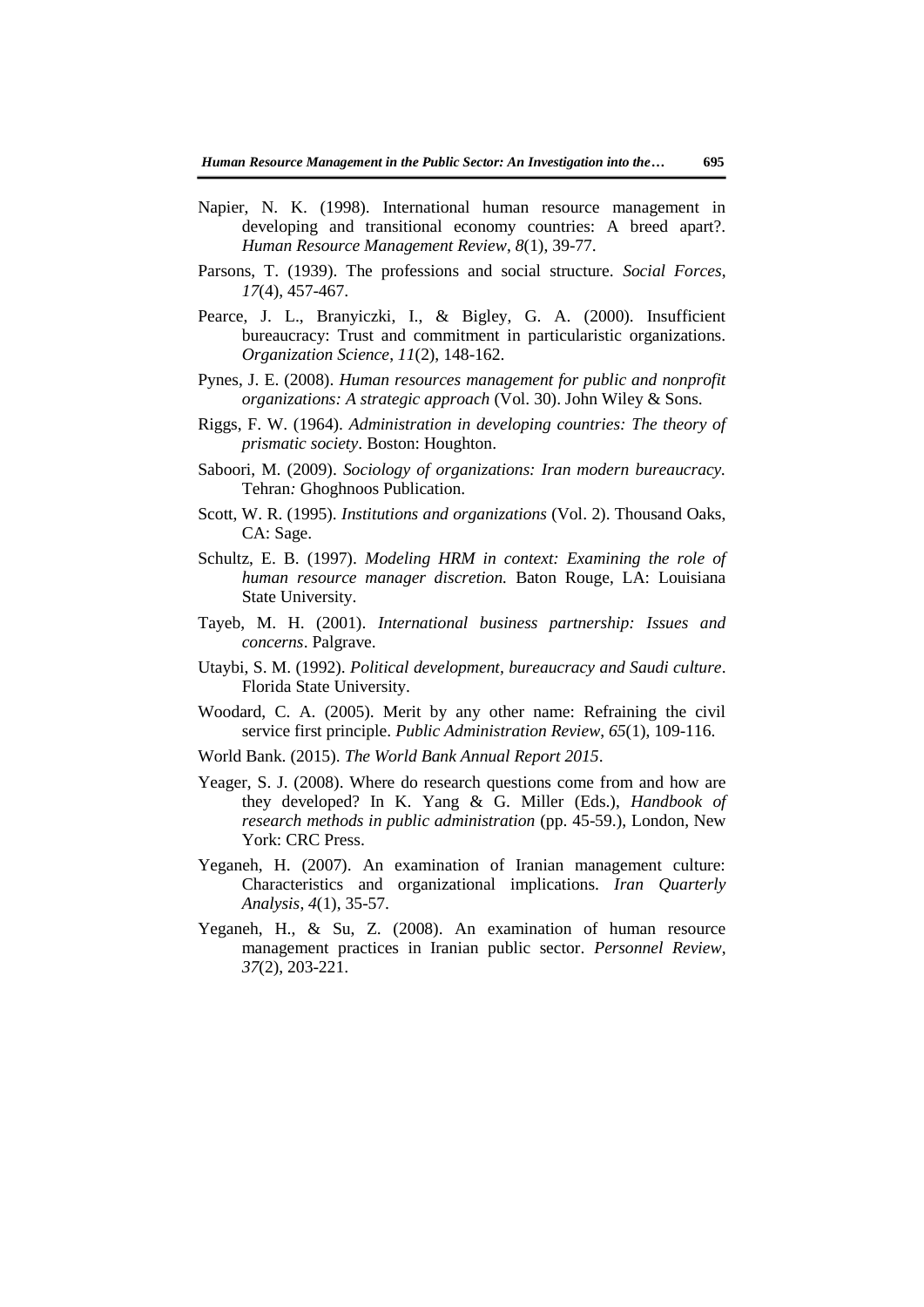Napier, N. K. (1998). International human resource management in developing and transitional economy countries: A breed apart?. *Human Resource Management Review*, *8*(1), 39-77.

Parsons, T. (1939). The professions and social structure. *Social Forces*, *17*(4), 457-467.

Pearce, J. L., Branyiczki, I., & Bigley, G. A. (2000). Insufficient bureaucracy: Trust and commitment in particularistic organizations. *Organization Science*, *11*(2), 148-162.

Pynes, J. E. (2008). *Human resources management for public and nonprofit organizations: A strategic approach* (Vol. 30). John Wiley & Sons.

Riggs, F. W. (1964). *Administration in developing countries: The theory of prismatic society*. Boston: Houghton.

Saboori, M. (2009). *Sociology of organizations: Iran modern bureaucracy.* Tehran*:* Ghoghnoos Publication.

Scott, W. R. (1995). *Institutions and organizations* (Vol. 2). Thousand Oaks, CA: Sage.

Schultz, E. B. (1997). *Modeling HRM in context: Examining the role of human resource manager discretion.* Baton Rouge, LA: Louisiana State University.

Tayeb, M. H. (2001). *International business partnership: Issues and concerns*. Palgrave.

Utaybi, S. M. (1992). *Political development, bureaucracy and Saudi culture*. Florida State University.

Woodard, C. A. (2005). Merit by any other name: Refraining the civil service first principle. *Public Administration Review*, *65*(1), 109-116.

World Bank. (2015). *The World Bank Annual Report 2015*.

Yeager, S. J. (2008). Where do research questions come from and how are they developed? In K. Yang & G. Miller (Eds.), *Handbook of research methods in public administration* (pp. 45-59.), London, New York: CRC Press.

Yeganeh, H. (2007). An examination of Iranian management culture: Characteristics and organizational implications. *Iran Quarterly Analysis*, *4*(1), 35-57.

Yeganeh, H., & Su, Z. (2008). An examination of human resource management practices in Iranian public sector. *Personnel Review*, *37*(2), 203-221.